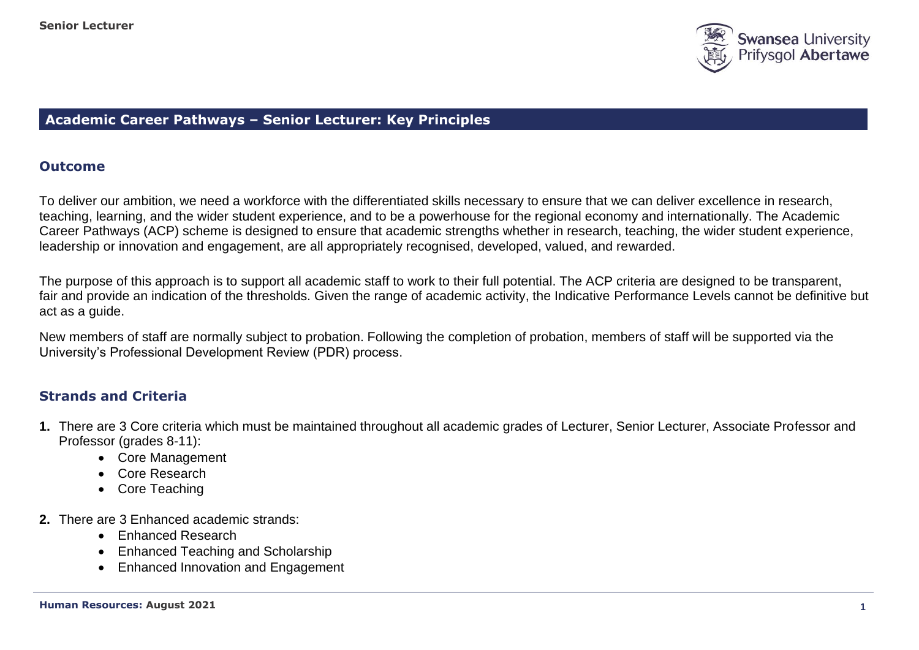# Academic Career Pathways – Senior Lecturer: Key Principles

## Outcome

To deliver our ambition, we need a workforce with the differentiated skills necessary to ensure that we can deliver excellence in research, teaching, learning, and the wider student experience, and to be a powerhouse for the regional economy and internationally. The Academic Career Pathways (ACP) scheme is designed to ensure that academic strengths whether in research, teaching, the wider student experience, leadership or innovation and engagement, are all appropriately recognised, developed, valued, and rewarded.

The purpose of this approach is to support all academic staff to work to their full potential. The ACP criteria are designed to be transparent, fair and provide an indication of the thresholds. Given the range of academic activity, the Indicative Performance Levels cannot be definitive but act as a guide.

New members of staff are normally subject to probation. Following the completion of probation, members of staff will be supported via the University's Professional Development Review (PDR) process.

## Strands and Criteria

1. There are 3 Core criteria which must be maintained throughout all academic grades of Lecturer, Senior Lecturer, Associate Professor and Professor (grades 8-11):
    - Core Management
    - Core Research
    - Core Teaching
2. There are 3 Enhanced academic strands:
    - Enhanced Research
    - Enhanced Teaching and Scholarship
    - Enhanced Innovation and Engagement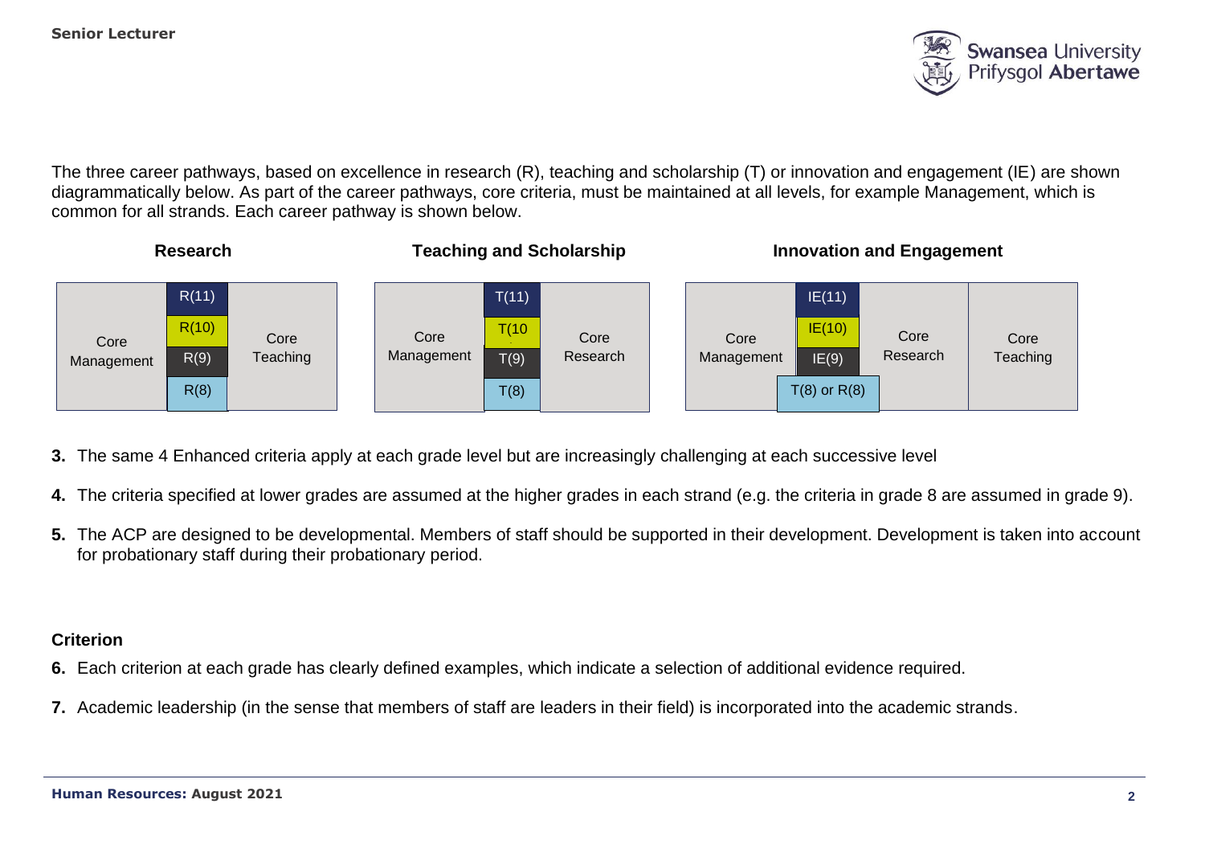The three career pathways, based on excellence in research (R), teaching and scholarship (T) or innovation and engagement (IE) are shown diagrammatically below. As part of the career pathways, core criteria, must be maintained at all levels, for example Management, which is common for all strands. Each career pathway is shown below.

**Research**

| Core Management | R(11) / R(10) / R(9) / R(8) | Core Teaching |
|---|---|---|

**Teaching and Scholarship**

| Core Management | T(11) / T(10 / T(9) / T(8) | Core Research |
|---|---|---|

**Innovation and Engagement**

| Core Management | IE(11) / IE(10) / IE(9) / T(8) or R(8) | Core Research | Core Teaching |
|---|---|---|---|

3. The same 4 Enhanced criteria apply at each grade level but are increasingly challenging at each successive level
4. The criteria specified at lower grades are assumed at the higher grades in each strand (e.g. the criteria in grade 8 are assumed in grade 9).
5. The ACP are designed to be developmental. Members of staff should be supported in their development. Development is taken into account for probationary staff during their probationary period.

**Criterion**

6. Each criterion at each grade has clearly defined examples, which indicate a selection of additional evidence required.
7. Academic leadership (in the sense that members of staff are leaders in their field) is incorporated into the academic strands.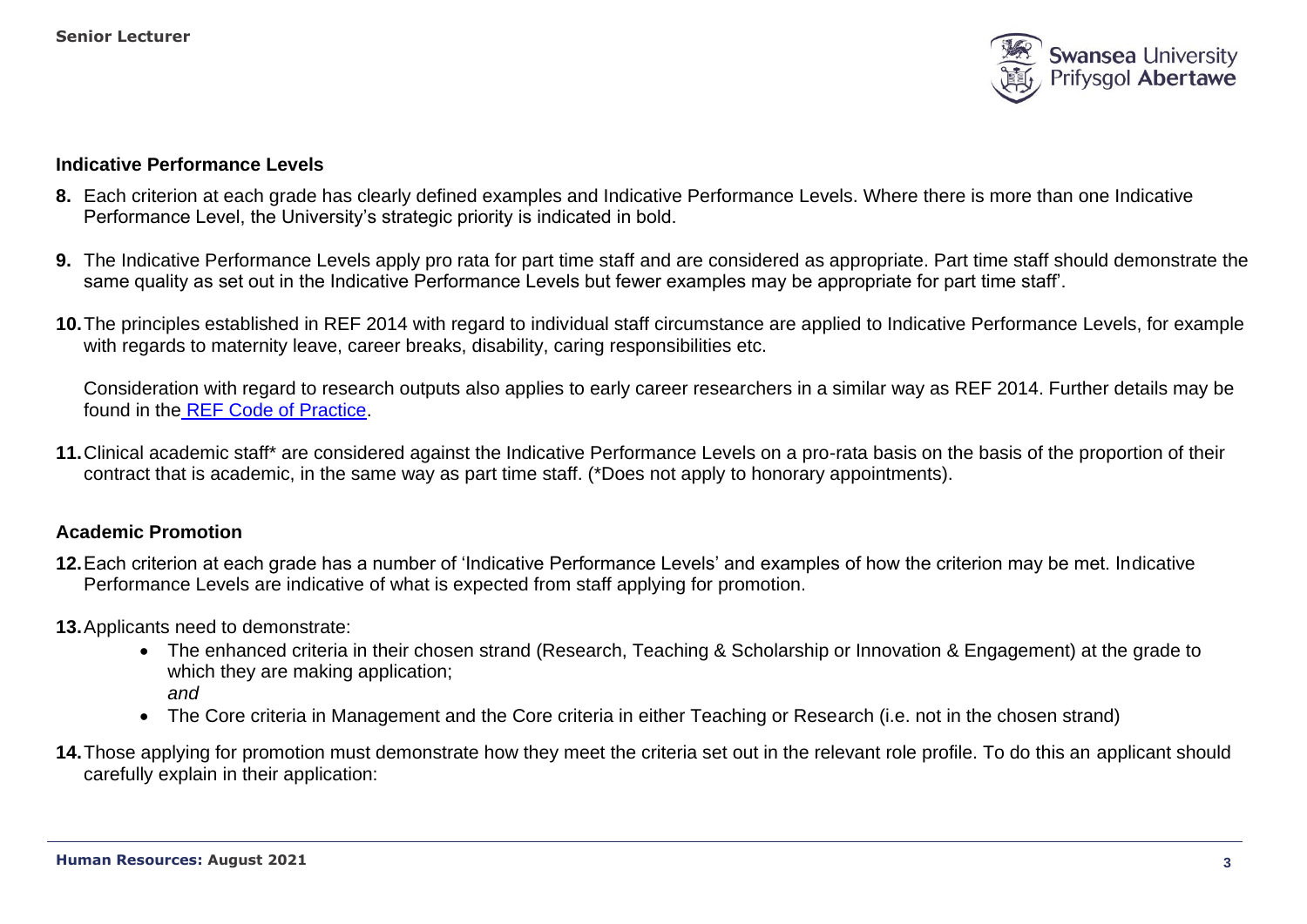## Indicative Performance Levels

**8.** Each criterion at each grade has clearly defined examples and Indicative Performance Levels. Where there is more than one Indicative Performance Level, the University's strategic priority is indicated in bold.

**9.** The Indicative Performance Levels apply pro rata for part time staff and are considered as appropriate. Part time staff should demonstrate the same quality as set out in the Indicative Performance Levels but fewer examples may be appropriate for part time staff'.

**10.** The principles established in REF 2014 with regard to individual staff circumstance are applied to Indicative Performance Levels, for example with regards to maternity leave, career breaks, disability, caring responsibilities etc.

Consideration with regard to research outputs also applies to early career researchers in a similar way as REF 2014. Further details may be found in the REF Code of Practice.

**11.** Clinical academic staff* are considered against the Indicative Performance Levels on a pro-rata basis on the basis of the proportion of their contract that is academic, in the same way as part time staff. (*Does not apply to honorary appointments).

## Academic Promotion

**12.** Each criterion at each grade has a number of 'Indicative Performance Levels' and examples of how the criterion may be met. Indicative Performance Levels are indicative of what is expected from staff applying for promotion.

**13.** Applicants need to demonstrate:

- The enhanced criteria in their chosen strand (Research, Teaching & Scholarship or Innovation & Engagement) at the grade to which they are making application;
  *and*
- The Core criteria in Management and the Core criteria in either Teaching or Research (i.e. not in the chosen strand)

**14.** Those applying for promotion must demonstrate how they meet the criteria set out in the relevant role profile. To do this an applicant should carefully explain in their application: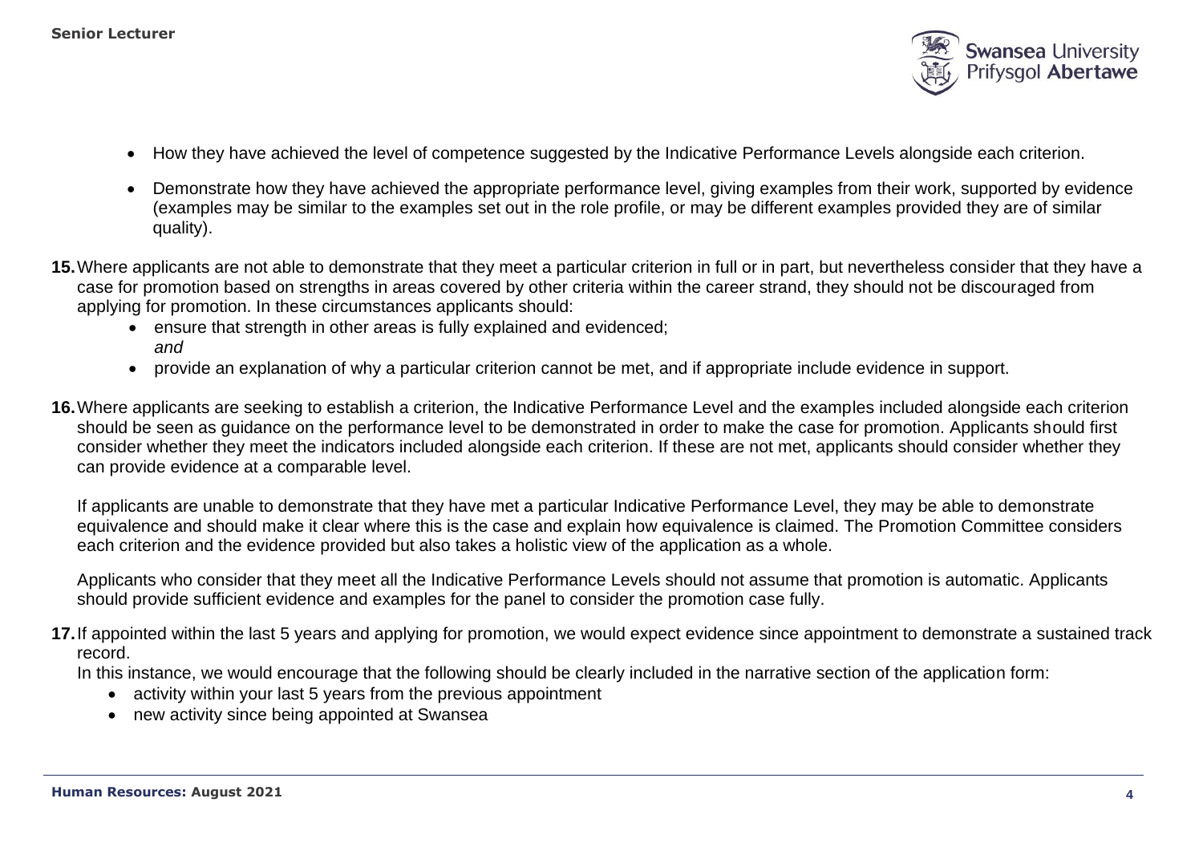- How they have achieved the level of competence suggested by the Indicative Performance Levels alongside each criterion.
- Demonstrate how they have achieved the appropriate performance level, giving examples from their work, supported by evidence (examples may be similar to the examples set out in the role profile, or may be different examples provided they are of similar quality).

**15.** Where applicants are not able to demonstrate that they meet a particular criterion in full or in part, but nevertheless consider that they have a case for promotion based on strengths in areas covered by other criteria within the career strand, they should not be discouraged from applying for promotion. In these circumstances applicants should:

- ensure that strength in other areas is fully explained and evidenced;
  *and*
- provide an explanation of why a particular criterion cannot be met, and if appropriate include evidence in support.

**16.** Where applicants are seeking to establish a criterion, the Indicative Performance Level and the examples included alongside each criterion should be seen as guidance on the performance level to be demonstrated in order to make the case for promotion. Applicants should first consider whether they meet the indicators included alongside each criterion. If these are not met, applicants should consider whether they can provide evidence at a comparable level.

If applicants are unable to demonstrate that they have met a particular Indicative Performance Level, they may be able to demonstrate equivalence and should make it clear where this is the case and explain how equivalence is claimed. The Promotion Committee considers each criterion and the evidence provided but also takes a holistic view of the application as a whole.

Applicants who consider that they meet all the Indicative Performance Levels should not assume that promotion is automatic. Applicants should provide sufficient evidence and examples for the panel to consider the promotion case fully.

**17.** If appointed within the last 5 years and applying for promotion, we would expect evidence since appointment to demonstrate a sustained track record.

In this instance, we would encourage that the following should be clearly included in the narrative section of the application form:

- activity within your last 5 years from the previous appointment
- new activity since being appointed at Swansea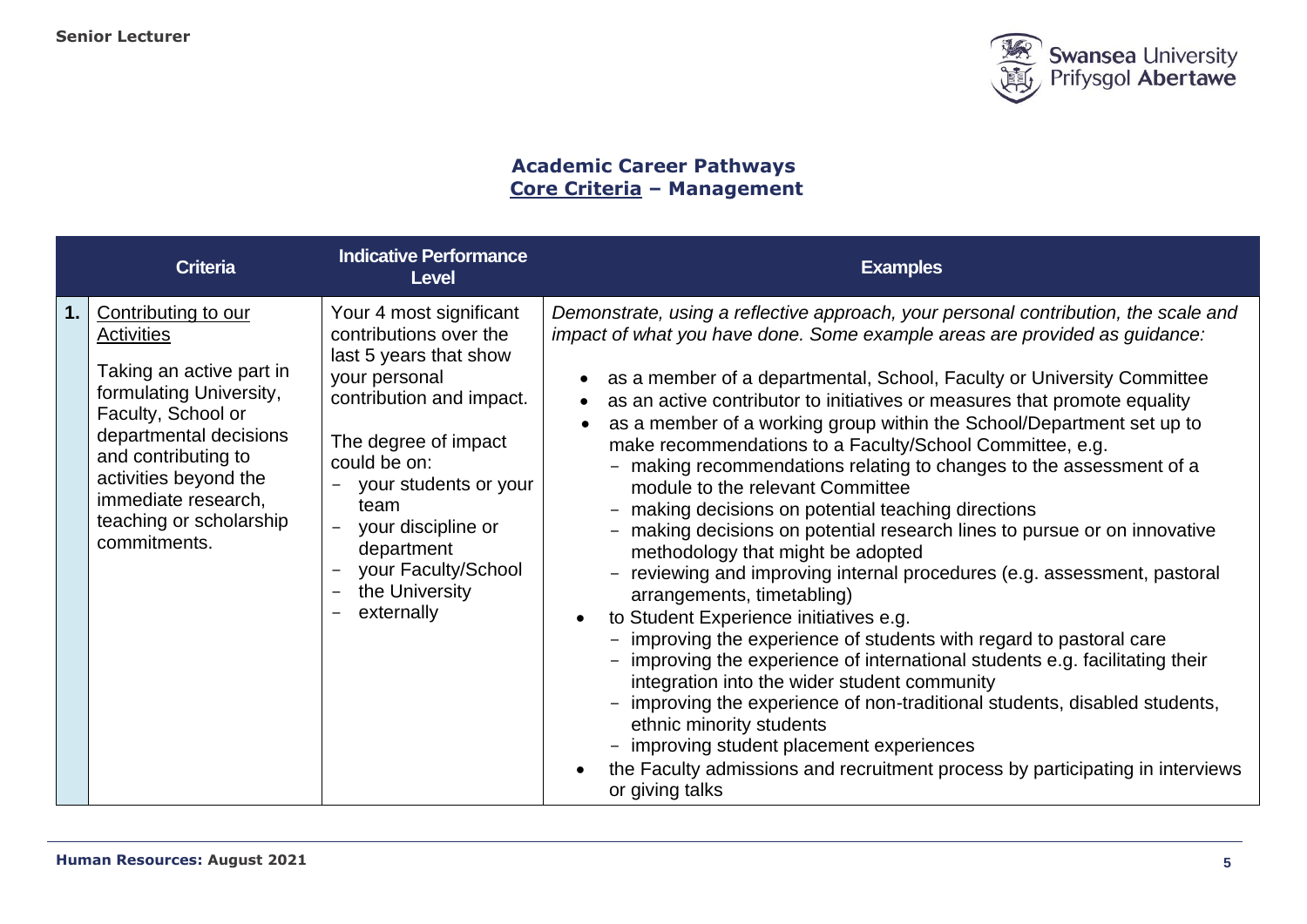## Academic Career Pathways
## Core Criteria – Management

| | Criteria | Indicative Performance Level | Examples |
|---|---|---|---|
| **1.** | Contributing to our Activities<br><br>Taking an active part in formulating University, Faculty, School or departmental decisions and contributing to activities beyond the immediate research, teaching or scholarship commitments. | Your 4 most significant contributions over the last 5 years that show your personal contribution and impact.<br><br>The degree of impact could be on:<br>– your students or your team<br>– your discipline or department<br>– your Faculty/School<br>– the University<br>– externally | *Demonstrate, using a reflective approach, your personal contribution, the scale and impact of what you have done. Some example areas are provided as guidance:*<br><br>• as a member of a departmental, School, Faculty or University Committee<br>• as an active contributor to initiatives or measures that promote equality<br>• as a member of a working group within the School/Department set up to make recommendations to a Faculty/School Committee, e.g.<br>  – making recommendations relating to changes to the assessment of a module to the relevant Committee<br>  – making decisions on potential teaching directions<br>  – making decisions on potential research lines to pursue or on innovative methodology that might be adopted<br>  – reviewing and improving internal procedures (e.g. assessment, pastoral arrangements, timetabling)<br>• to Student Experience initiatives e.g.<br>  – improving the experience of students with regard to pastoral care<br>  – improving the experience of international students e.g. facilitating their integration into the wider student community<br>  – improving the experience of non-traditional students, disabled students, ethnic minority students<br>  – improving student placement experiences<br>• the Faculty admissions and recruitment process by participating in interviews or giving talks |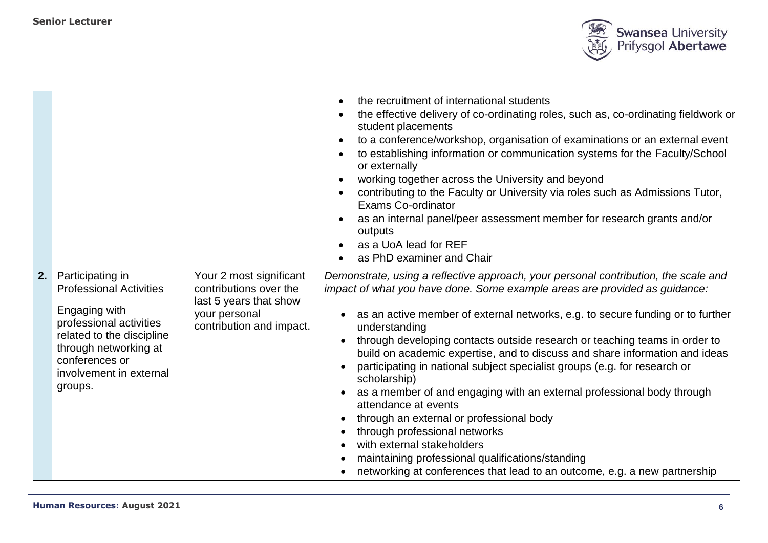| | | | |
|---|---|---|---|
| | | | <ul><li>the recruitment of international students</li><li>the effective delivery of co-ordinating roles, such as, co-ordinating fieldwork or student placements</li><li>to a conference/workshop, organisation of examinations or an external event</li><li>to establishing information or communication systems for the Faculty/School or externally</li><li>working together across the University and beyond</li><li>contributing to the Faculty or University via roles such as Admissions Tutor, Exams Co-ordinator</li><li>as an internal panel/peer assessment member for research grants and/or outputs</li><li>as a UoA lead for REF</li><li>as PhD examiner and Chair</li></ul> |
| **2.** | <u>Participating in Professional Activities</u><br><br>Engaging with professional activities related to the discipline through networking at conferences or involvement in external groups. | Your 2 most significant contributions over the last 5 years that show your personal contribution and impact. | *Demonstrate, using a reflective approach, your personal contribution, the scale and impact of what you have done. Some example areas are provided as guidance:*<ul><li>as an active member of external networks, e.g. to secure funding or to further understanding</li><li>through developing contacts outside research or teaching teams in order to build on academic expertise, and to discuss and share information and ideas</li><li>participating in national subject specialist groups (e.g. for research or scholarship)</li><li>as a member of and engaging with an external professional body through attendance at events</li><li>through an external or professional body</li><li>through professional networks</li><li>with external stakeholders</li><li>maintaining professional qualifications/standing</li><li>networking at conferences that lead to an outcome, e.g. a new partnership</li></ul> |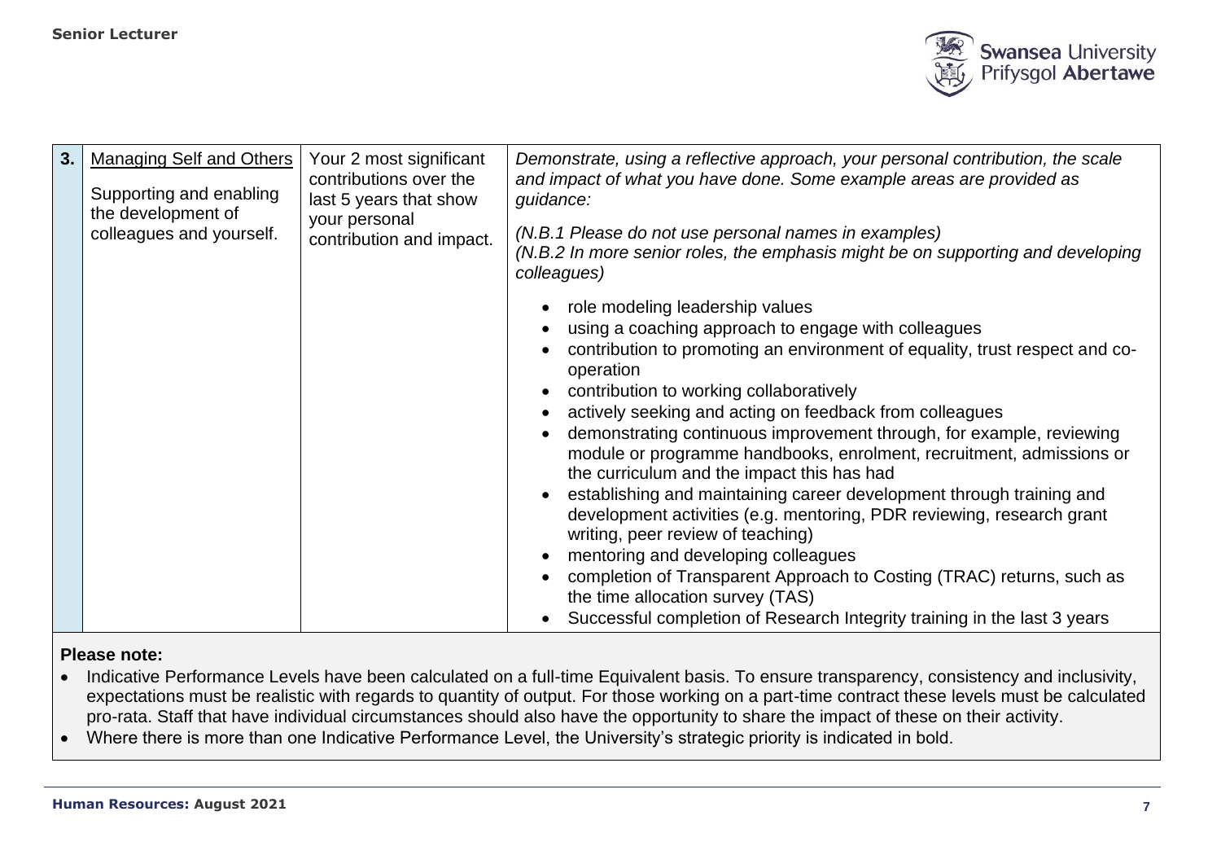| 3. | Managing Self and Others<br><br>Supporting and enabling the development of colleagues and yourself. | Your 2 most significant contributions over the last 5 years that show your personal contribution and impact. | *Demonstrate, using a reflective approach, your personal contribution, the scale and impact of what you have done. Some example areas are provided as guidance:*<br><br>*(N.B.1 Please do not use personal names in examples)*<br>*(N.B.2 In more senior roles, the emphasis might be on supporting and developing colleagues)*<br><br>• role modeling leadership values<br>• using a coaching approach to engage with colleagues<br>• contribution to promoting an environment of equality, trust respect and co-operation<br>• contribution to working collaboratively<br>• actively seeking and acting on feedback from colleagues<br>• demonstrating continuous improvement through, for example, reviewing module or programme handbooks, enrolment, recruitment, admissions or the curriculum and the impact this has had<br>• establishing and maintaining career development through training and development activities (e.g. mentoring, PDR reviewing, research grant writing, peer review of teaching)<br>• mentoring and developing colleagues<br>• completion of Transparent Approach to Costing (TRAC) returns, such as the time allocation survey (TAS)<br>• Successful completion of Research Integrity training in the last 3 years |
|---|---|---|---|

**Please note:**

- Indicative Performance Levels have been calculated on a full-time Equivalent basis. To ensure transparency, consistency and inclusivity, expectations must be realistic with regards to quantity of output. For those working on a part-time contract these levels must be calculated pro-rata. Staff that have individual circumstances should also have the opportunity to share the impact of these on their activity.
- Where there is more than one Indicative Performance Level, the University's strategic priority is indicated in bold.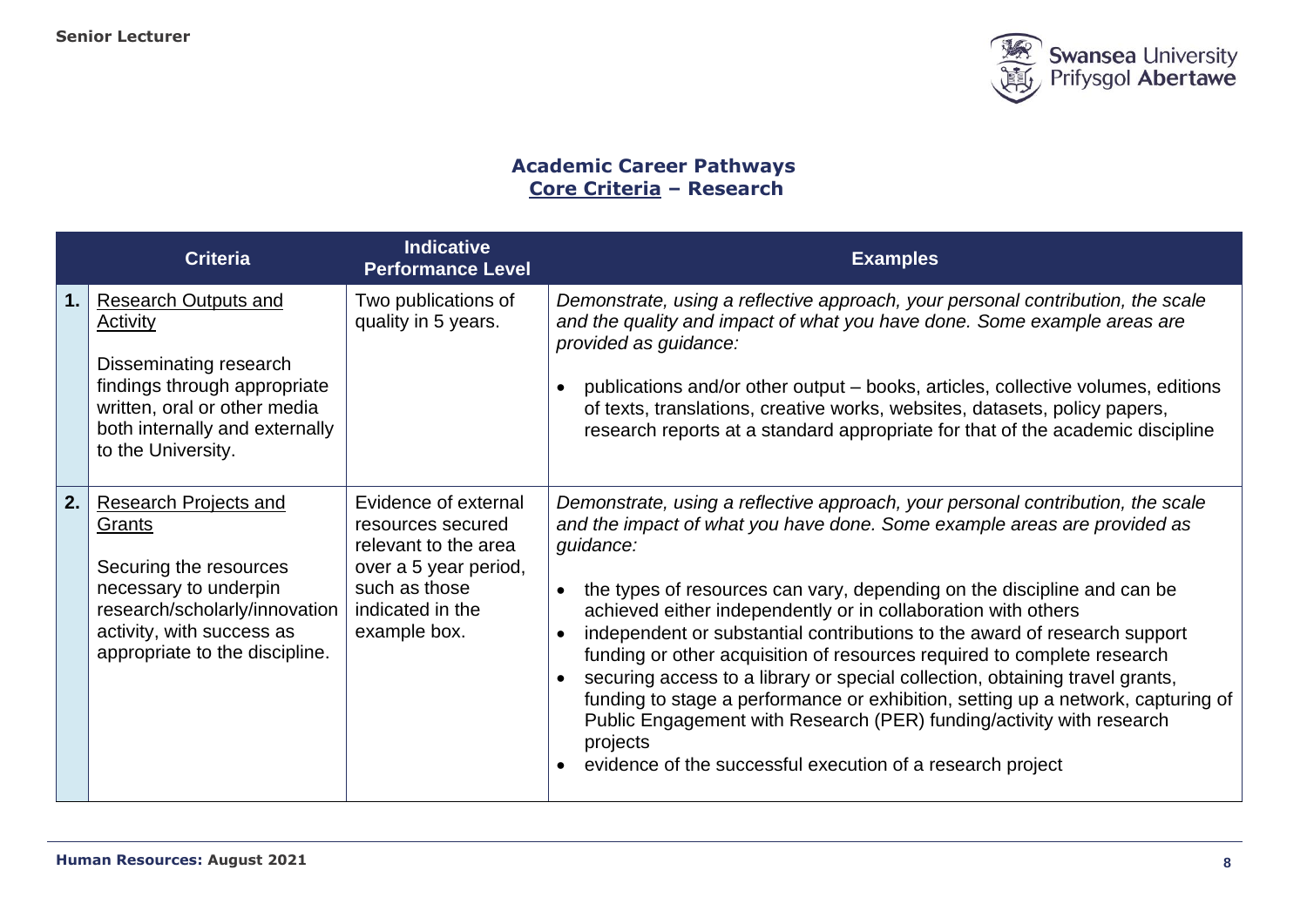## Academic Career Pathways
## Core Criteria – Research

| | Criteria | Indicative Performance Level | Examples |
|---|---|---|---|
| **1.** | Research Outputs and Activity<br><br>Disseminating research findings through appropriate written, oral or other media both internally and externally to the University. | Two publications of quality in 5 years. | *Demonstrate, using a reflective approach, your personal contribution, the scale and the quality and impact of what you have done. Some example areas are provided as guidance:*<br><br>• publications and/or other output – books, articles, collective volumes, editions of texts, translations, creative works, websites, datasets, policy papers, research reports at a standard appropriate for that of the academic discipline |
| **2.** | Research Projects and Grants<br><br>Securing the resources necessary to underpin research/scholarly/innovation activity, with success as appropriate to the discipline. | Evidence of external resources secured relevant to the area over a 5 year period, such as those indicated in the example box. | *Demonstrate, using a reflective approach, your personal contribution, the scale and the impact of what you have done. Some example areas are provided as guidance:*<br><br>• the types of resources can vary, depending on the discipline and can be achieved either independently or in collaboration with others<br>• independent or substantial contributions to the award of research support funding or other acquisition of resources required to complete research<br>• securing access to a library or special collection, obtaining travel grants, funding to stage a performance or exhibition, setting up a network, capturing of Public Engagement with Research (PER) funding/activity with research projects<br>• evidence of the successful execution of a research project |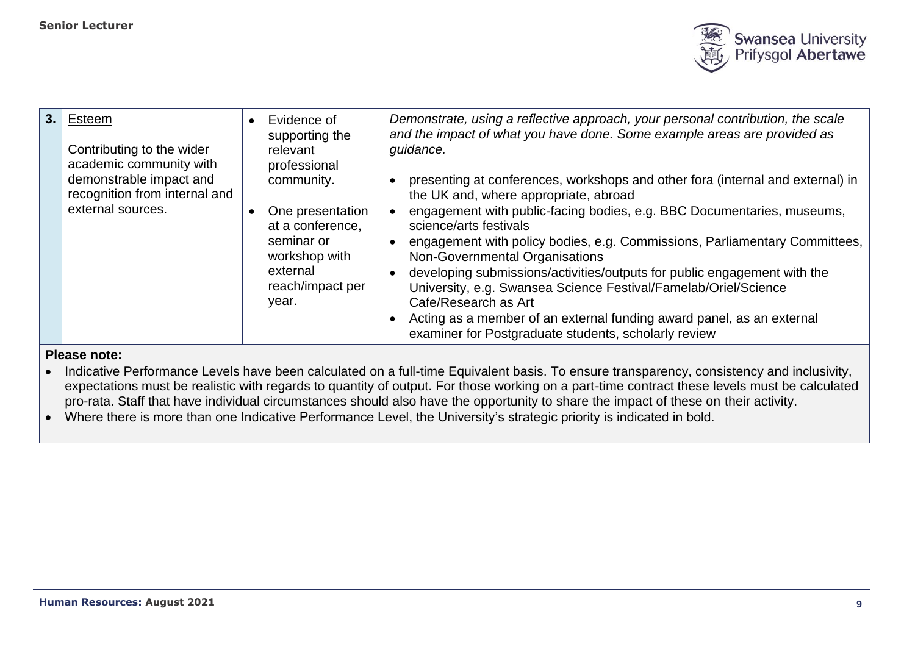| 3. | <u>Esteem</u><br><br>Contributing to the wider academic community with demonstrable impact and recognition from internal and external sources. | • Evidence of supporting the relevant professional community.<br><br>• One presentation at a conference, seminar or workshop with external reach/impact per year. | *Demonstrate, using a reflective approach, your personal contribution, the scale and the impact of what you have done. Some example areas are provided as guidance.*<br><br>• presenting at conferences, workshops and other fora (internal and external) in the UK and, where appropriate, abroad<br>• engagement with public-facing bodies, e.g. BBC Documentaries, museums, science/arts festivals<br>• engagement with policy bodies, e.g. Commissions, Parliamentary Committees, Non-Governmental Organisations<br>• developing submissions/activities/outputs for public engagement with the University, e.g. Swansea Science Festival/Famelab/Oriel/Science Cafe/Research as Art<br>• Acting as a member of an external funding award panel, as an external examiner for Postgraduate students, scholarly review |
|---|---|---|---|

**Please note:**

- Indicative Performance Levels have been calculated on a full-time Equivalent basis. To ensure transparency, consistency and inclusivity, expectations must be realistic with regards to quantity of output. For those working on a part-time contract these levels must be calculated pro-rata. Staff that have individual circumstances should also have the opportunity to share the impact of these on their activity.
- Where there is more than one Indicative Performance Level, the University's strategic priority is indicated in bold.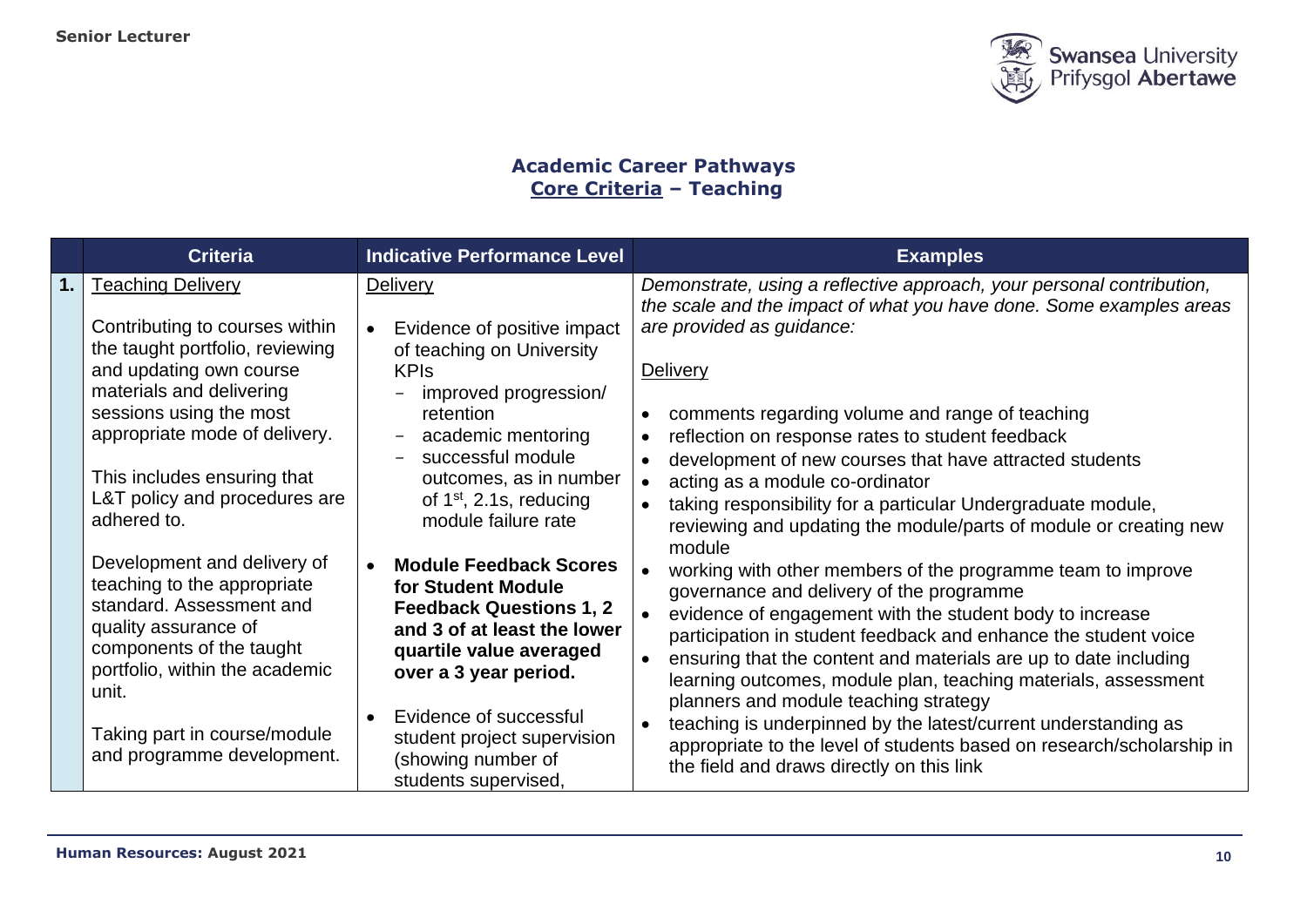## Academic Career Pathways
## Core Criteria – Teaching

| | Criteria | Indicative Performance Level | Examples |
|---|---|---|---|
| 1. | <u>Teaching Delivery</u><br><br>Contributing to courses within the taught portfolio, reviewing and updating own course materials and delivering sessions using the most appropriate mode of delivery.<br><br>This includes ensuring that L&T policy and procedures are adhered to.<br><br>Development and delivery of teaching to the appropriate standard. Assessment and quality assurance of components of the taught portfolio, within the academic unit.<br><br>Taking part in course/module and programme development. | <u>Delivery</u><br><br>• Evidence of positive impact of teaching on University KPIs<br>&nbsp;&nbsp;– improved progression/ retention<br>&nbsp;&nbsp;– academic mentoring<br>&nbsp;&nbsp;– successful module outcomes, as in number of 1st, 2.1s, reducing module failure rate<br><br>• **Module Feedback Scores for Student Module Feedback Questions 1, 2 and 3 of at least the lower quartile value averaged over a 3 year period.**<br><br>• Evidence of successful student project supervision (showing number of students supervised, | *Demonstrate, using a reflective approach, your personal contribution, the scale and the impact of what you have done. Some examples areas are provided as guidance:*<br><br><u>Delivery</u><br><br>• comments regarding volume and range of teaching<br>• reflection on response rates to student feedback<br>• development of new courses that have attracted students<br>• acting as a module co-ordinator<br>• taking responsibility for a particular Undergraduate module, reviewing and updating the module/parts of module or creating new module<br>• working with other members of the programme team to improve governance and delivery of the programme<br>• evidence of engagement with the student body to increase participation in student feedback and enhance the student voice<br>• ensuring that the content and materials are up to date including learning outcomes, module plan, teaching materials, assessment planners and module teaching strategy<br>• teaching is underpinned by the latest/current understanding as appropriate to the level of students based on research/scholarship in the field and draws directly on this link |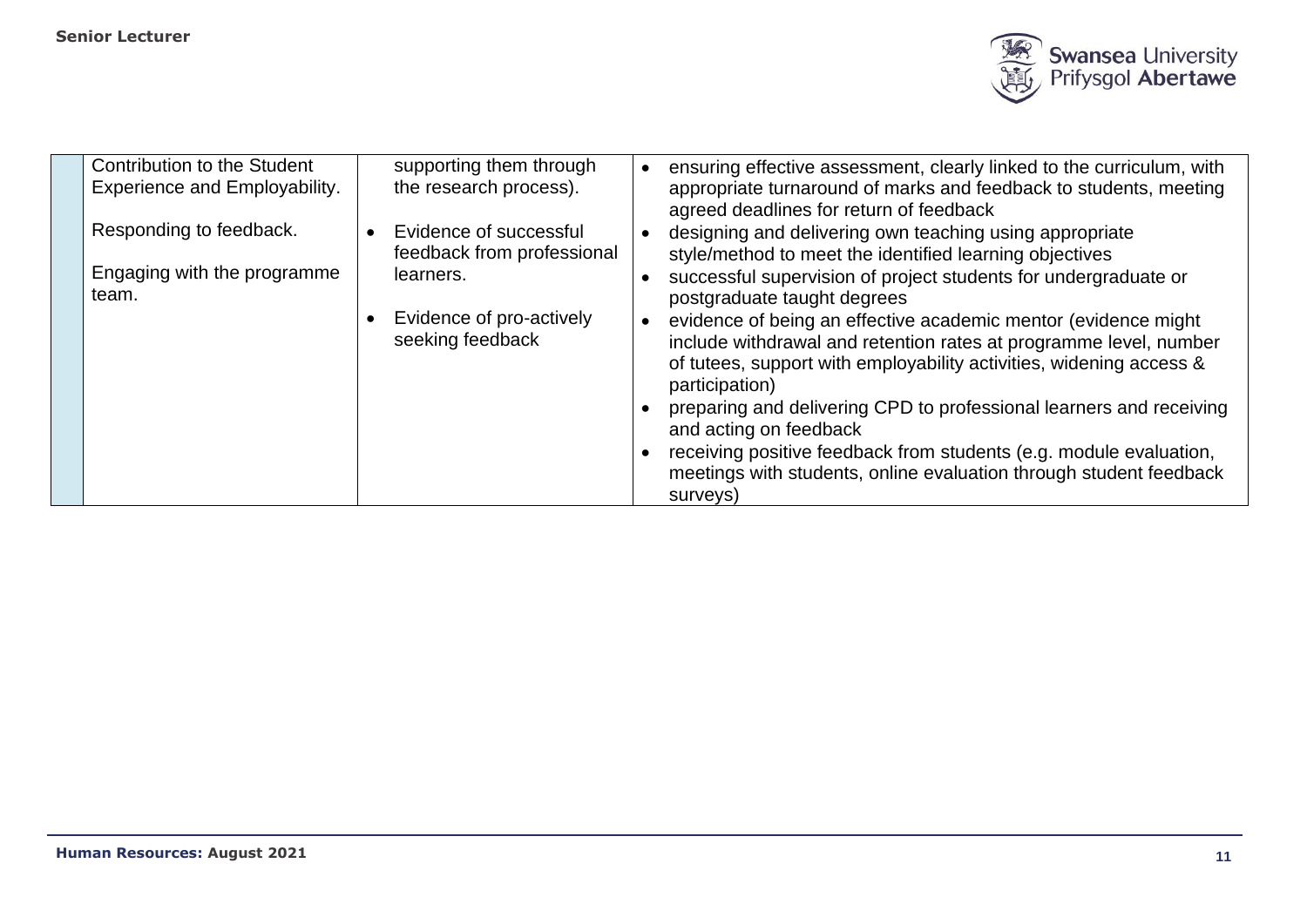| | | | |
|---|---|---|---|
| | Contribution to the Student Experience and Employability.<br><br>Responding to feedback.<br><br>Engaging with the programme team. | supporting them through the research process).<br><br>• Evidence of successful feedback from professional learners.<br><br>• Evidence of pro-actively seeking feedback | • ensuring effective assessment, clearly linked to the curriculum, with appropriate turnaround of marks and feedback to students, meeting agreed deadlines for return of feedback<br>• designing and delivering own teaching using appropriate style/method to meet the identified learning objectives<br>• successful supervision of project students for undergraduate or postgraduate taught degrees<br>• evidence of being an effective academic mentor (evidence might include withdrawal and retention rates at programme level, number of tutees, support with employability activities, widening access & participation)<br>• preparing and delivering CPD to professional learners and receiving and acting on feedback<br>• receiving positive feedback from students (e.g. module evaluation, meetings with students, online evaluation through student feedback surveys) |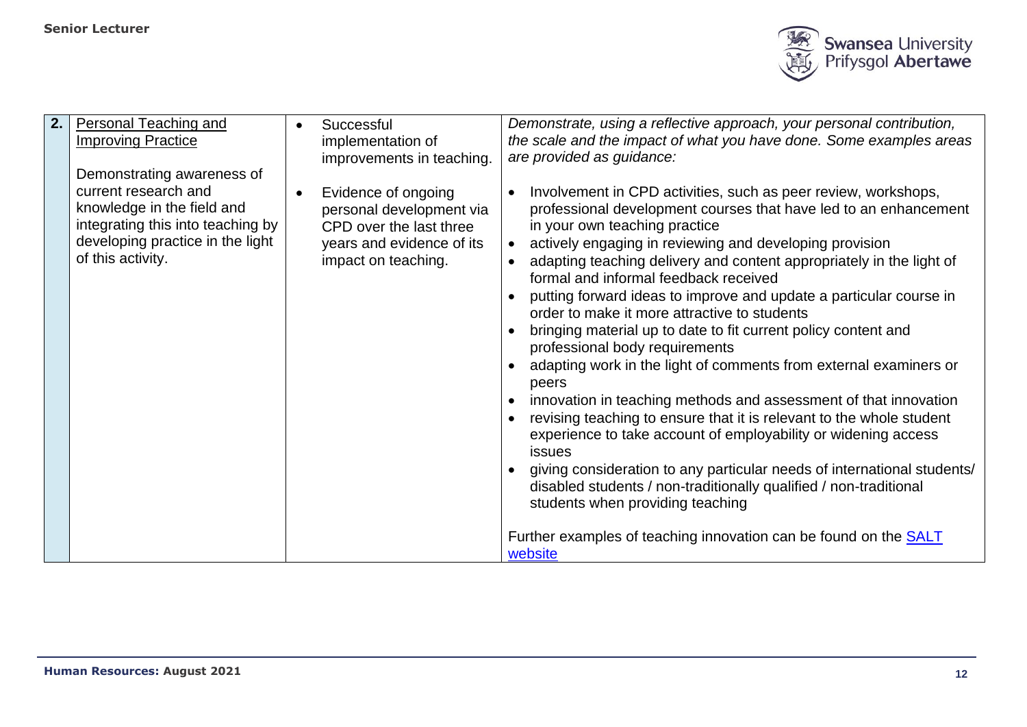| 2. | Personal Teaching and Improving Practice<br><br>Demonstrating awareness of current research and knowledge in the field and integrating this into teaching by developing practice in the light of this activity. | • Successful implementation of improvements in teaching.<br><br>• Evidence of ongoing personal development via CPD over the last three years and evidence of its impact on teaching. | *Demonstrate, using a reflective approach, your personal contribution, the scale and the impact of what you have done. Some examples areas are provided as guidance:*<br><br>• Involvement in CPD activities, such as peer review, workshops, professional development courses that have led to an enhancement in your own teaching practice<br>• actively engaging in reviewing and developing provision<br>• adapting teaching delivery and content appropriately in the light of formal and informal feedback received<br>• putting forward ideas to improve and update a particular course in order to make it more attractive to students<br>• bringing material up to date to fit current policy content and professional body requirements<br>• adapting work in the light of comments from external examiners or peers<br>• innovation in teaching methods and assessment of that innovation<br>• revising teaching to ensure that it is relevant to the whole student experience to take account of employability or widening access issues<br>• giving consideration to any particular needs of international students/ disabled students / non-traditionally qualified / non-traditional students when providing teaching<br><br>Further examples of teaching innovation can be found on the SALT website |
|---|---|---|---|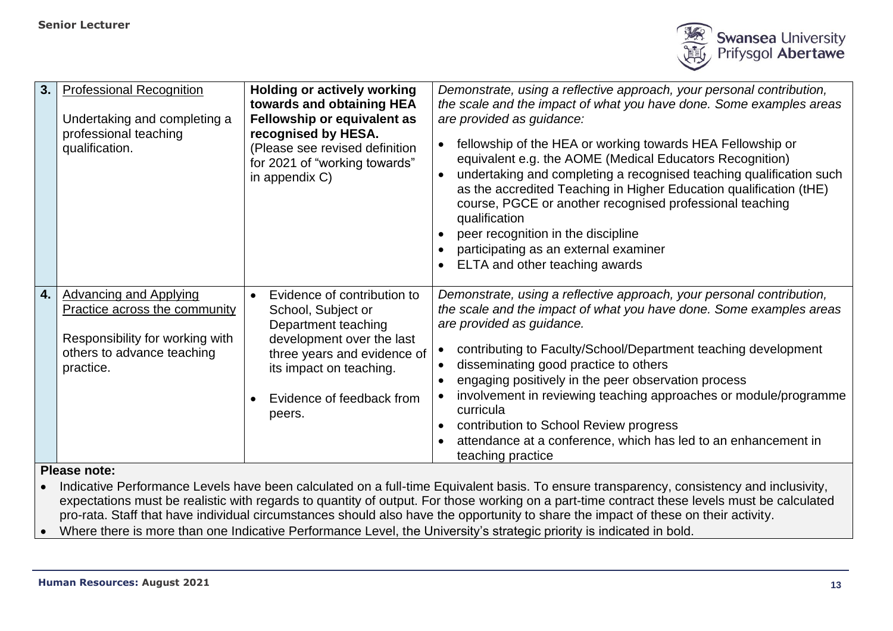| | | | |
|---|---|---|---|
| **3.** | <u>Professional Recognition</u><br><br>Undertaking and completing a professional teaching qualification. | **Holding or actively working towards and obtaining HEA Fellowship or equivalent as recognised by HESA.**<br>(Please see revised definition for 2021 of "working towards" in appendix C) | *Demonstrate, using a reflective approach, your personal contribution, the scale and the impact of what you have done. Some examples areas are provided as guidance:*<br><br>• fellowship of the HEA or working towards HEA Fellowship or equivalent e.g. the AOME (Medical Educators Recognition)<br>• undertaking and completing a recognised teaching qualification such as the accredited Teaching in Higher Education qualification (tHE) course, PGCE or another recognised professional teaching qualification<br>• peer recognition in the discipline<br>• participating as an external examiner<br>• ELTA and other teaching awards |
| **4.** | <u>Advancing and Applying Practice across the community</u><br><br>Responsibility for working with others to advance teaching practice. | • Evidence of contribution to School, Subject or Department teaching development over the last three years and evidence of its impact on teaching.<br><br>• Evidence of feedback from peers. | *Demonstrate, using a reflective approach, your personal contribution, the scale and the impact of what you have done. Some examples areas are provided as guidance.*<br><br>• contributing to Faculty/School/Department teaching development<br>• disseminating good practice to others<br>• engaging positively in the peer observation process<br>• involvement in reviewing teaching approaches or module/programme curricula<br>• contribution to School Review progress<br>• attendance at a conference, which has led to an enhancement in teaching practice |

**Please note:**

- Indicative Performance Levels have been calculated on a full-time Equivalent basis. To ensure transparency, consistency and inclusivity, expectations must be realistic with regards to quantity of output. For those working on a part-time contract these levels must be calculated pro-rata. Staff that have individual circumstances should also have the opportunity to share the impact of these on their activity.
- Where there is more than one Indicative Performance Level, the University's strategic priority is indicated in bold.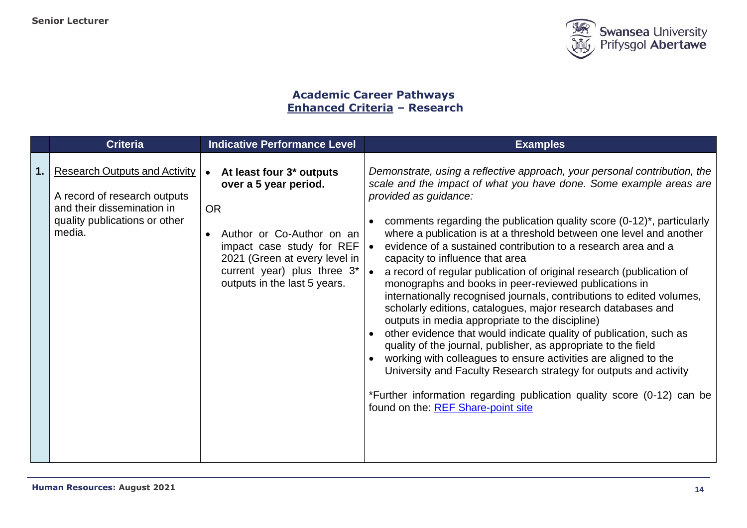## Academic Career Pathways
## Enhanced Criteria – Research

| | Criteria | Indicative Performance Level | Examples |
|---|---|---|---|
| **1.** | Research Outputs and Activity<br><br>A record of research outputs and their dissemination in quality publications or other media. | • **At least four 3* outputs over a 5 year period.**<br><br>OR<br><br>• Author or Co-Author on an impact case study for REF 2021 (Green at every level in current year) plus three 3* outputs in the last 5 years. | *Demonstrate, using a reflective approach, your personal contribution, the scale and the impact of what you have done. Some example areas are provided as guidance:*<br><br>• comments regarding the publication quality score (0-12)*, particularly where a publication is at a threshold between one level and another<br>• evidence of a sustained contribution to a research area and a capacity to influence that area<br>• a record of regular publication of original research (publication of monographs and books in peer-reviewed publications in internationally recognised journals, contributions to edited volumes, scholarly editions, catalogues, major research databases and outputs in media appropriate to the discipline)<br>• other evidence that would indicate quality of publication, such as quality of the journal, publisher, as appropriate to the field<br>• working with colleagues to ensure activities are aligned to the University and Faculty Research strategy for outputs and activity<br><br>*Further information regarding publication quality score (0-12) can be found on the: REF Share-point site |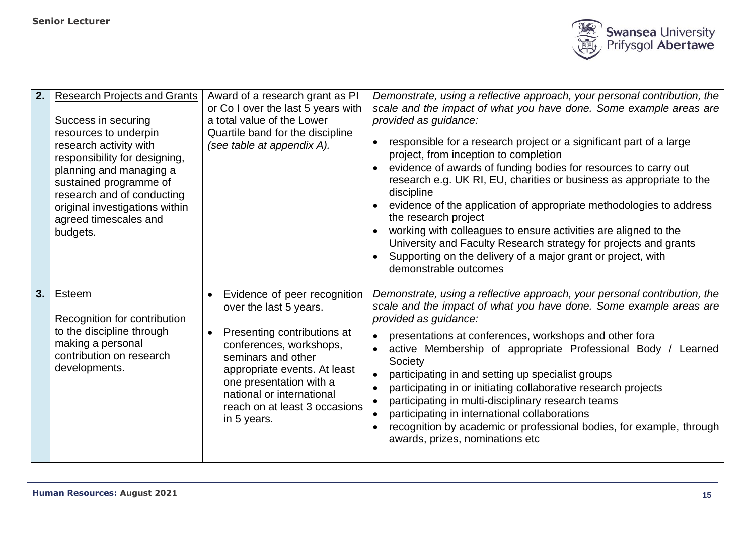| | | | |
|---|---|---|---|
| **2.** | <u>Research Projects and Grants</u><br><br>Success in securing resources to underpin research activity with responsibility for designing, planning and managing a sustained programme of research and of conducting original investigations within agreed timescales and budgets. | Award of a research grant as PI or Co I over the last 5 years with a total value of the Lower Quartile band for the discipline *(see table at appendix A).* | *Demonstrate, using a reflective approach, your personal contribution, the scale and the impact of what you have done. Some example areas are provided as guidance:*<br><br>• responsible for a research project or a significant part of a large project, from inception to completion<br>• evidence of awards of funding bodies for resources to carry out research e.g. UK RI, EU, charities or business as appropriate to the discipline<br>• evidence of the application of appropriate methodologies to address the research project<br>• working with colleagues to ensure activities are aligned to the University and Faculty Research strategy for projects and grants<br>• Supporting on the delivery of a major grant or project, with demonstrable outcomes |
| **3.** | <u>Esteem</u><br><br>Recognition for contribution to the discipline through making a personal contribution on research developments. | • Evidence of peer recognition over the last 5 years.<br><br>• Presenting contributions at conferences, workshops, seminars and other appropriate events. At least one presentation with a national or international reach on at least 3 occasions in 5 years. | *Demonstrate, using a reflective approach, your personal contribution, the scale and the impact of what you have done. Some example areas are provided as guidance:*<br><br>• presentations at conferences, workshops and other fora<br>• active Membership of appropriate Professional Body / Learned Society<br>• participating in and setting up specialist groups<br>• participating in or initiating collaborative research projects<br>• participating in multi-disciplinary research teams<br>• participating in international collaborations<br>• recognition by academic or professional bodies, for example, through awards, prizes, nominations etc |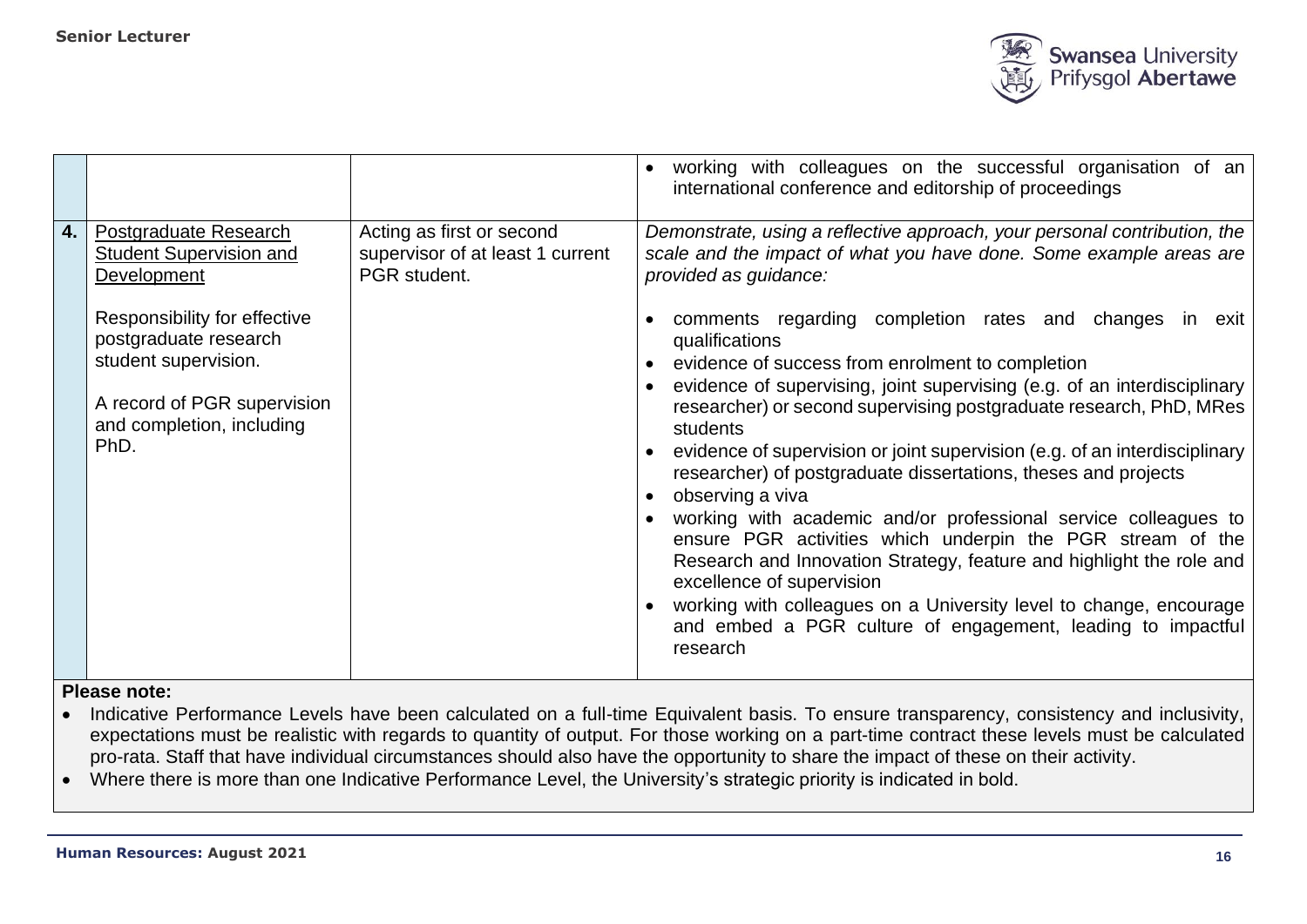| | | | |
|---|---|---|---|
| | | | • working with colleagues on the successful organisation of an international conference and editorship of proceedings |
| **4.** | <u>Postgraduate Research Student Supervision and Development</u><br><br>Responsibility for effective postgraduate research student supervision.<br><br>A record of PGR supervision and completion, including PhD. | Acting as first or second supervisor of at least 1 current PGR student. | *Demonstrate, using a reflective approach, your personal contribution, the scale and the impact of what you have done. Some example areas are provided as guidance:*<br><br>• comments regarding completion rates and changes in exit qualifications<br>• evidence of success from enrolment to completion<br>• evidence of supervising, joint supervising (e.g. of an interdisciplinary researcher) or second supervising postgraduate research, PhD, MRes students<br>• evidence of supervision or joint supervision (e.g. of an interdisciplinary researcher) of postgraduate dissertations, theses and projects<br>• observing a viva<br>• working with academic and/or professional service colleagues to ensure PGR activities which underpin the PGR stream of the Research and Innovation Strategy, feature and highlight the role and excellence of supervision<br>• working with colleagues on a University level to change, encourage and embed a PGR culture of engagement, leading to impactful research |

**Please note:**

- Indicative Performance Levels have been calculated on a full-time Equivalent basis. To ensure transparency, consistency and inclusivity, expectations must be realistic with regards to quantity of output. For those working on a part-time contract these levels must be calculated pro-rata. Staff that have individual circumstances should also have the opportunity to share the impact of these on their activity.
- Where there is more than one Indicative Performance Level, the University's strategic priority is indicated in bold.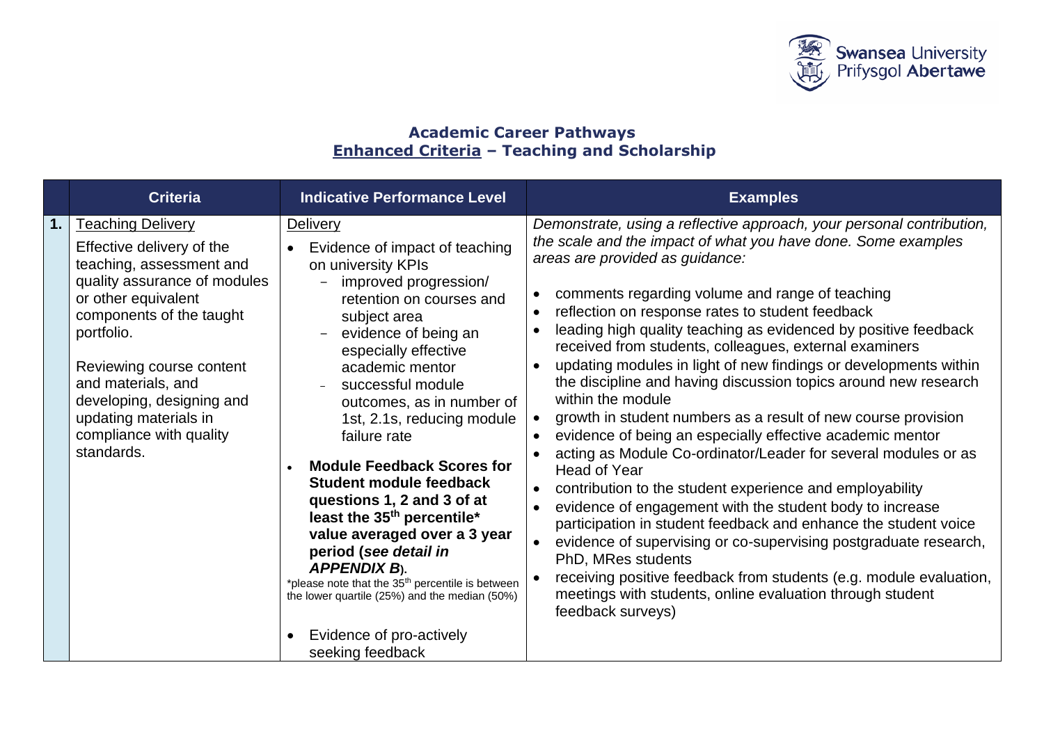**Academic Career Pathways**
**Enhanced Criteria – Teaching and Scholarship**

| | Criteria | Indicative Performance Level | Examples |
|---|---|---|---|
| **1.** | Teaching Delivery<br><br>Effective delivery of the teaching, assessment and quality assurance of modules or other equivalent components of the taught portfolio.<br><br>Reviewing course content and materials, and developing, designing and updating materials in compliance with quality standards. | Delivery<br><br>• Evidence of impact of teaching on university KPIs<br>  – improved progression/ retention on courses and subject area<br>  – evidence of being an especially effective academic mentor<br>  – successful module outcomes, as in number of 1st, 2.1s, reducing module failure rate<br><br>• **Module Feedback Scores for Student module feedback questions 1, 2 and 3 of at least the 35th percentile\* value averaged over a 3 year period (*see detail in APPENDIX B*).**<br>\*please note that the 35th percentile is between the lower quartile (25%) and the median (50%)<br><br>• Evidence of pro-actively seeking feedback | *Demonstrate, using a reflective approach, your personal contribution, the scale and the impact of what you have done. Some examples areas are provided as guidance:*<br><br>• comments regarding volume and range of teaching<br>• reflection on response rates to student feedback<br>• leading high quality teaching as evidenced by positive feedback received from students, colleagues, external examiners<br>• updating modules in light of new findings or developments within the discipline and having discussion topics around new research within the module<br>• growth in student numbers as a result of new course provision<br>• evidence of being an especially effective academic mentor<br>• acting as Module Co-ordinator/Leader for several modules or as Head of Year<br>• contribution to the student experience and employability<br>• evidence of engagement with the student body to increase participation in student feedback and enhance the student voice<br>• evidence of supervising or co-supervising postgraduate research, PhD, MRes students<br>• receiving positive feedback from students (e.g. module evaluation, meetings with students, online evaluation through student feedback surveys) |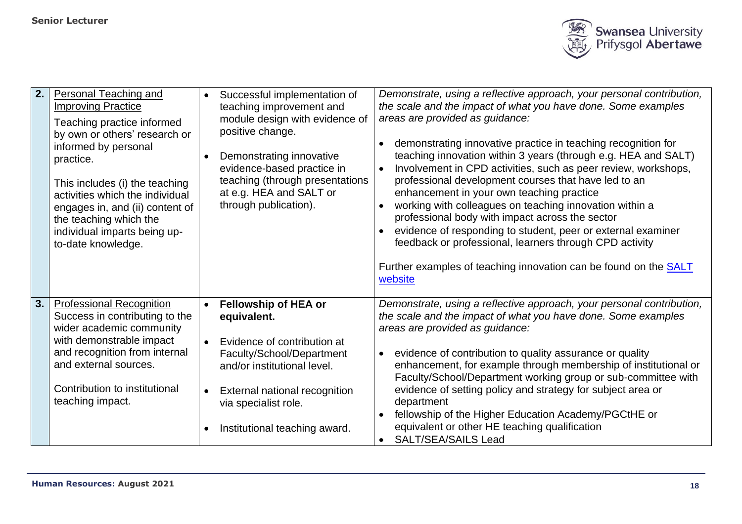| | | | |
|---|---|---|---|
| **2.** | Personal Teaching and Improving Practice<br><br>Teaching practice informed by own or others' research or informed by personal practice.<br><br>This includes (i) the teaching activities which the individual engages in, and (ii) content of the teaching which the individual imparts being up-to-date knowledge. | • Successful implementation of teaching improvement and module design with evidence of positive change.<br><br>• Demonstrating innovative evidence-based practice in teaching (through presentations at e.g. HEA and SALT or through publication). | *Demonstrate, using a reflective approach, your personal contribution, the scale and the impact of what you have done. Some examples areas are provided as guidance:*<br><br>• demonstrating innovative practice in teaching recognition for teaching innovation within 3 years (through e.g. HEA and SALT)<br>• Involvement in CPD activities, such as peer review, workshops, professional development courses that have led to an enhancement in your own teaching practice<br>• working with colleagues on teaching innovation within a professional body with impact across the sector<br>• evidence of responding to student, peer or external examiner feedback or professional, learners through CPD activity<br><br>Further examples of teaching innovation can be found on the SALT website |
| **3.** | Professional Recognition<br>Success in contributing to the wider academic community with demonstrable impact and recognition from internal and external sources.<br><br>Contribution to institutional teaching impact. | • **Fellowship of HEA or equivalent.**<br><br>• Evidence of contribution at Faculty/School/Department and/or institutional level.<br><br>• External national recognition via specialist role.<br><br>• Institutional teaching award. | *Demonstrate, using a reflective approach, your personal contribution, the scale and the impact of what you have done. Some examples areas are provided as guidance:*<br><br>• evidence of contribution to quality assurance or quality enhancement, for example through membership of institutional or Faculty/School/Department working group or sub-committee with evidence of setting policy and strategy for subject area or department<br>• fellowship of the Higher Education Academy/PGCtHE or equivalent or other HE teaching qualification<br>• SALT/SEA/SAILS Lead |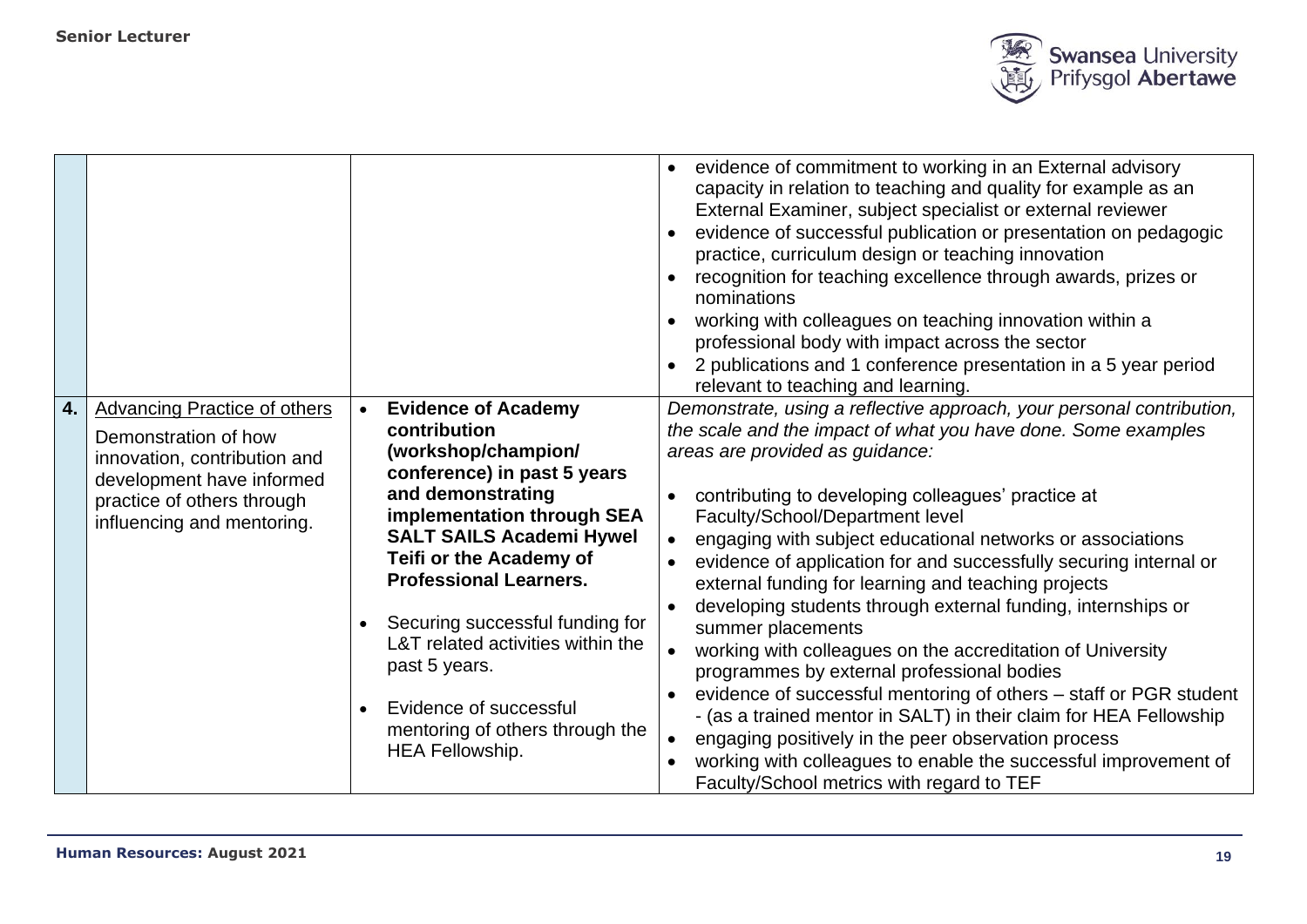| | | | |
|---|---|---|---|
| | | | • evidence of commitment to working in an External advisory capacity in relation to teaching and quality for example as an External Examiner, subject specialist or external reviewer<br>• evidence of successful publication or presentation on pedagogic practice, curriculum design or teaching innovation<br>• recognition for teaching excellence through awards, prizes or nominations<br>• working with colleagues on teaching innovation within a professional body with impact across the sector<br>• 2 publications and 1 conference presentation in a 5 year period relevant to teaching and learning. |
| **4.** | Advancing Practice of others<br><br>Demonstration of how innovation, contribution and development have informed practice of others through influencing and mentoring. | • **Evidence of Academy contribution (workshop/champion/ conference) in past 5 years and demonstrating implementation through SEA SALT SAILS Academi Hywel Teifi or the Academy of Professional Learners.**<br><br>• Securing successful funding for L&T related activities within the past 5 years.<br><br>• Evidence of successful mentoring of others through the HEA Fellowship. | *Demonstrate, using a reflective approach, your personal contribution, the scale and the impact of what you have done. Some examples areas are provided as guidance:*<br><br>• contributing to developing colleagues' practice at Faculty/School/Department level<br>• engaging with subject educational networks or associations<br>• evidence of application for and successfully securing internal or external funding for learning and teaching projects<br>• developing students through external funding, internships or summer placements<br>• working with colleagues on the accreditation of University programmes by external professional bodies<br>• evidence of successful mentoring of others – staff or PGR student - (as a trained mentor in SALT) in their claim for HEA Fellowship<br>• engaging positively in the peer observation process<br>• working with colleagues to enable the successful improvement of Faculty/School metrics with regard to TEF |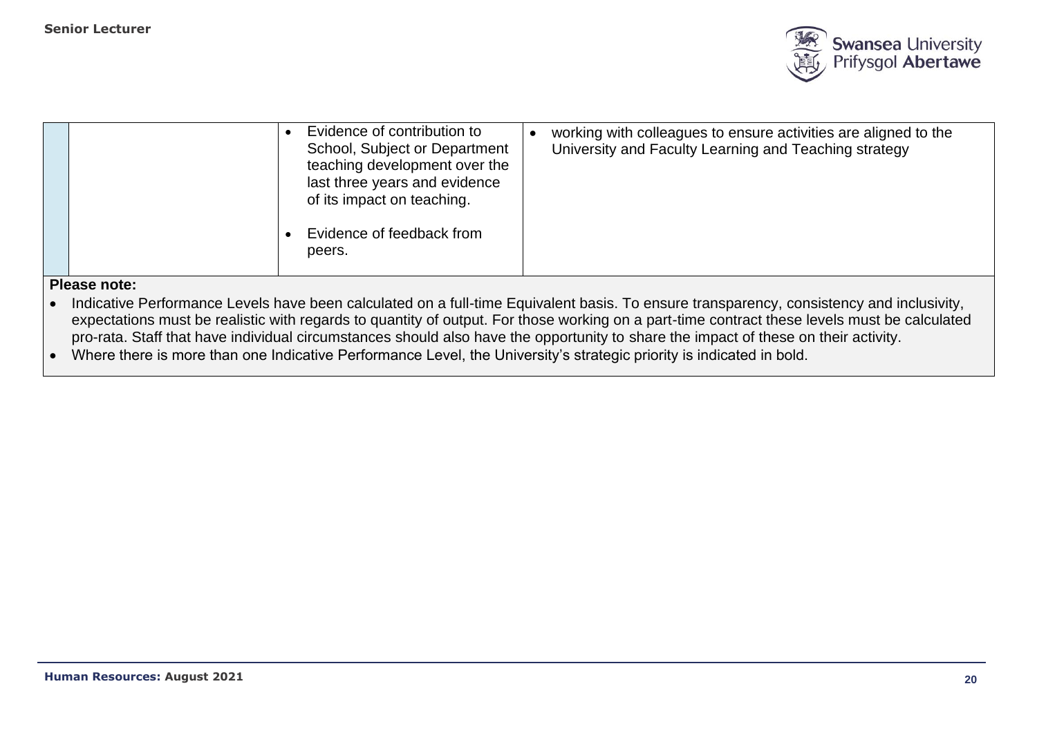| | | | |
|---|---|---|---|
| | | • Evidence of contribution to School, Subject or Department teaching development over the last three years and evidence of its impact on teaching.<br><br>• Evidence of feedback from peers. | • working with colleagues to ensure activities are aligned to the University and Faculty Learning and Teaching strategy |

**Please note:**

- Indicative Performance Levels have been calculated on a full-time Equivalent basis. To ensure transparency, consistency and inclusivity, expectations must be realistic with regards to quantity of output. For those working on a part-time contract these levels must be calculated pro-rata. Staff that have individual circumstances should also have the opportunity to share the impact of these on their activity.
- Where there is more than one Indicative Performance Level, the University's strategic priority is indicated in bold.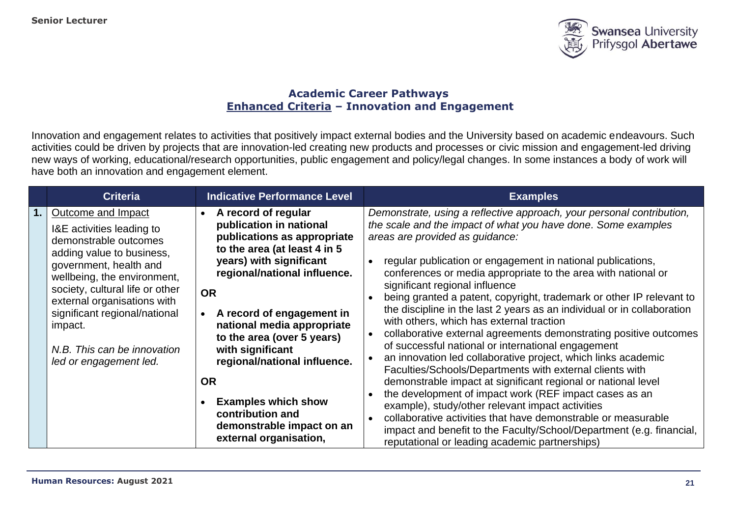## Academic Career Pathways
## Enhanced Criteria – Innovation and Engagement

Innovation and engagement relates to activities that positively impact external bodies and the University based on academic endeavours. Such activities could be driven by projects that are innovation-led creating new products and processes or civic mission and engagement-led driving new ways of working, educational/research opportunities, public engagement and policy/legal changes. In some instances a body of work will have both an innovation and engagement element.

| | Criteria | Indicative Performance Level | Examples |
|---|---|---|---|
| **1.** | Outcome and Impact<br><br>I&E activities leading to demonstrable outcomes adding value to business, government, health and wellbeing, the environment, society, cultural life or other external organisations with significant regional/national impact.<br><br>*N.B. This can be innovation led or engagement led.* | • **A record of regular publication in national publications as appropriate to the area (at least 4 in 5 years) with significant regional/national influence.**<br><br>**OR**<br><br>• **A record of engagement in national media appropriate to the area (over 5 years) with significant regional/national influence.**<br><br>**OR**<br><br>• **Examples which show contribution and demonstrable impact on an external organisation,** | *Demonstrate, using a reflective approach, your personal contribution, the scale and the impact of what you have done. Some examples areas are provided as guidance:*<br><br>• regular publication or engagement in national publications, conferences or media appropriate to the area with national or significant regional influence<br>• being granted a patent, copyright, trademark or other IP relevant to the discipline in the last 2 years as an individual or in collaboration with others, which has external traction<br>• collaborative external agreements demonstrating positive outcomes of successful national or international engagement<br>• an innovation led collaborative project, which links academic Faculties/Schools/Departments with external clients with demonstrable impact at significant regional or national level<br>• the development of impact work (REF impact cases as an example), study/other relevant impact activities<br>• collaborative activities that have demonstrable or measurable impact and benefit to the Faculty/School/Department (e.g. financial, reputational or leading academic partnerships) |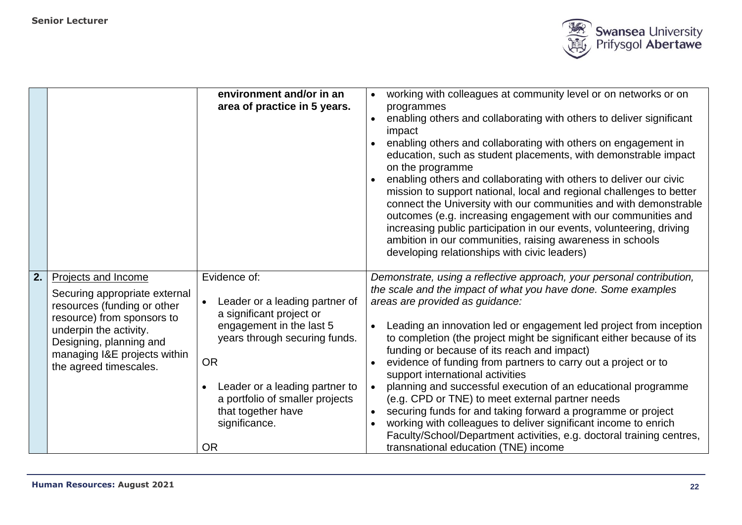| | | | |
|---|---|---|---|
| | | **environment and/or in an area of practice in 5 years.** | • working with colleagues at community level or on networks or on programmes<br>• enabling others and collaborating with others to deliver significant impact<br>• enabling others and collaborating with others on engagement in education, such as student placements, with demonstrable impact on the programme<br>• enabling others and collaborating with others to deliver our civic mission to support national, local and regional challenges to better connect the University with our communities and with demonstrable outcomes (e.g. increasing engagement with our communities and increasing public participation in our events, volunteering, driving ambition in our communities, raising awareness in schools developing relationships with civic leaders) |
| **2.** | Projects and Income<br><br>Securing appropriate external resources (funding or other resource) from sponsors to underpin the activity. Designing, planning and managing I&E projects within the agreed timescales. | Evidence of:<br><br>• Leader or a leading partner of a significant project or engagement in the last 5 years through securing funds.<br><br>OR<br><br>• Leader or a leading partner to a portfolio of smaller projects that together have significance.<br><br>OR | *Demonstrate, using a reflective approach, your personal contribution, the scale and the impact of what you have done. Some examples areas are provided as guidance:*<br><br>• Leading an innovation led or engagement led project from inception to completion (the project might be significant either because of its funding or because of its reach and impact)<br>• evidence of funding from partners to carry out a project or to support international activities<br>• planning and successful execution of an educational programme (e.g. CPD or TNE) to meet external partner needs<br>• securing funds for and taking forward a programme or project<br>• working with colleagues to deliver significant income to enrich Faculty/School/Department activities, e.g. doctoral training centres, transnational education (TNE) income |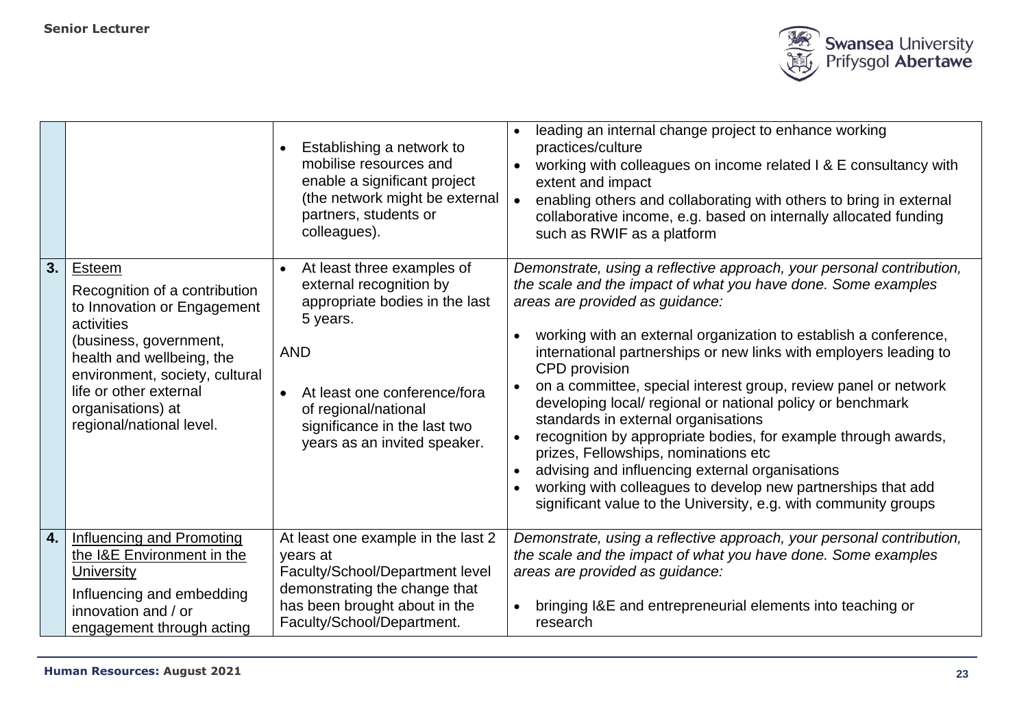| | | | |
|---|---|---|---|
| | | • Establishing a network to mobilise resources and enable a significant project (the network might be external partners, students or colleagues). | • leading an internal change project to enhance working practices/culture<br>• working with colleagues on income related I & E consultancy with extent and impact<br>• enabling others and collaborating with others to bring in external collaborative income, e.g. based on internally allocated funding such as RWIF as a platform |
| **3.** | <u>Esteem</u><br>Recognition of a contribution to Innovation or Engagement activities (business, government, health and wellbeing, the environment, society, cultural life or other external organisations) at regional/national level. | • At least three examples of external recognition by appropriate bodies in the last 5 years.<br><br>AND<br><br>• At least one conference/fora of regional/national significance in the last two years as an invited speaker. | *Demonstrate, using a reflective approach, your personal contribution, the scale and the impact of what you have done. Some examples areas are provided as guidance:*<br><br>• working with an external organization to establish a conference, international partnerships or new links with employers leading to CPD provision<br>• on a committee, special interest group, review panel or network developing local/ regional or national policy or benchmark standards in external organisations<br>• recognition by appropriate bodies, for example through awards, prizes, Fellowships, nominations etc<br>• advising and influencing external organisations<br>• working with colleagues to develop new partnerships that add significant value to the University, e.g. with community groups |
| **4.** | <u>Influencing and Promoting the I&E Environment in the University</u><br>Influencing and embedding innovation and / or engagement through acting | At least one example in the last 2 years at Faculty/School/Department level demonstrating the change that has been brought about in the Faculty/School/Department. | *Demonstrate, using a reflective approach, your personal contribution, the scale and the impact of what you have done. Some examples areas are provided as guidance:*<br><br>• bringing I&E and entrepreneurial elements into teaching or research |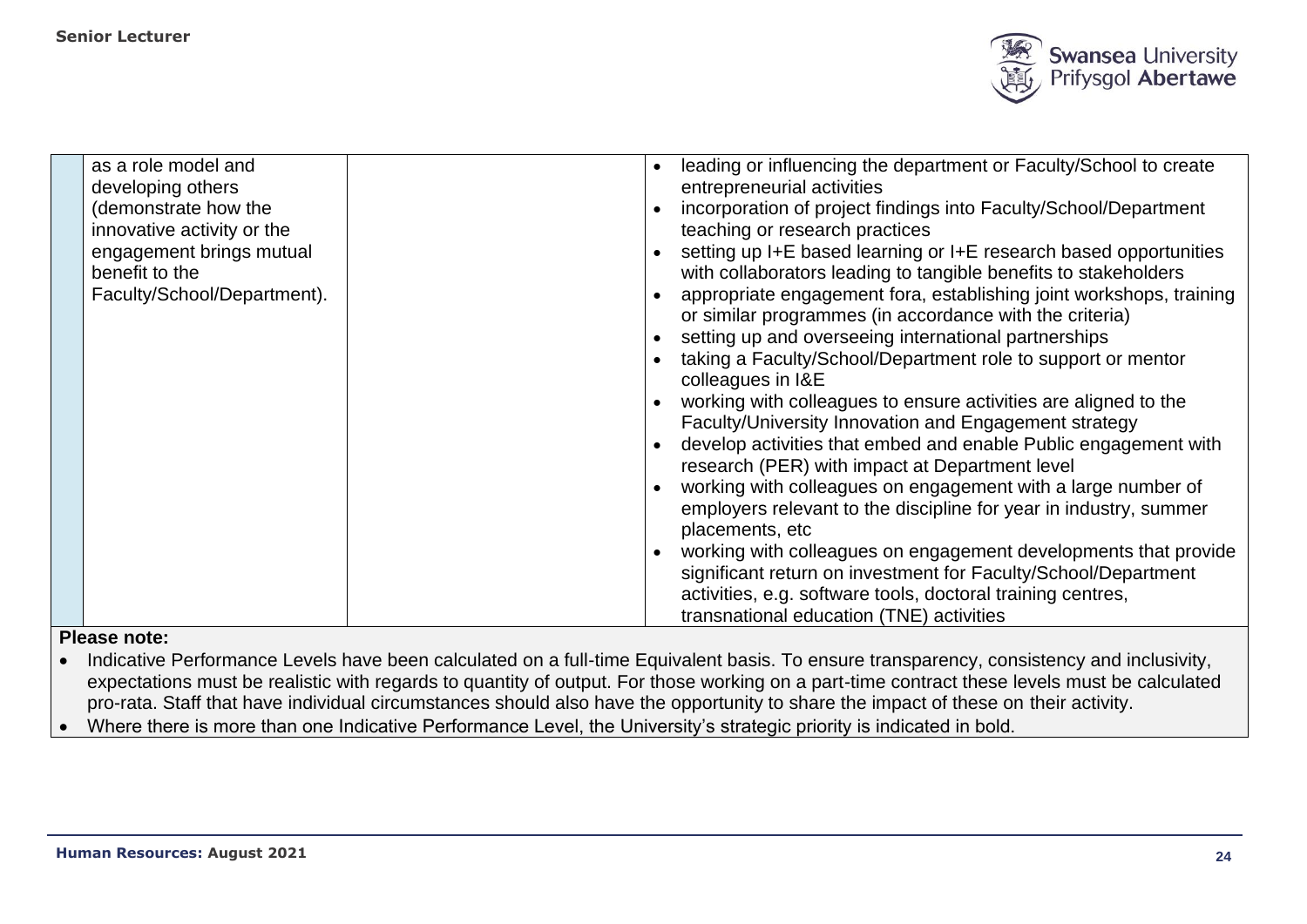| | | | |
|---|---|---|---|
| | as a role model and developing others (demonstrate how the innovative activity or the engagement brings mutual benefit to the Faculty/School/Department). | | • leading or influencing the department or Faculty/School to create entrepreneurial activities<br>• incorporation of project findings into Faculty/School/Department teaching or research practices<br>• setting up I+E based learning or I+E research based opportunities with collaborators leading to tangible benefits to stakeholders<br>• appropriate engagement fora, establishing joint workshops, training or similar programmes (in accordance with the criteria)<br>• setting up and overseeing international partnerships<br>• taking a Faculty/School/Department role to support or mentor colleagues in I&E<br>• working with colleagues to ensure activities are aligned to the Faculty/University Innovation and Engagement strategy<br>• develop activities that embed and enable Public engagement with research (PER) with impact at Department level<br>• working with colleagues on engagement with a large number of employers relevant to the discipline for year in industry, summer placements, etc<br>• working with colleagues on engagement developments that provide significant return on investment for Faculty/School/Department activities, e.g. software tools, doctoral training centres, transnational education (TNE) activities |

**Please note:**

- Indicative Performance Levels have been calculated on a full-time Equivalent basis. To ensure transparency, consistency and inclusivity, expectations must be realistic with regards to quantity of output. For those working on a part-time contract these levels must be calculated pro-rata. Staff that have individual circumstances should also have the opportunity to share the impact of these on their activity.
- Where there is more than one Indicative Performance Level, the University's strategic priority is indicated in bold.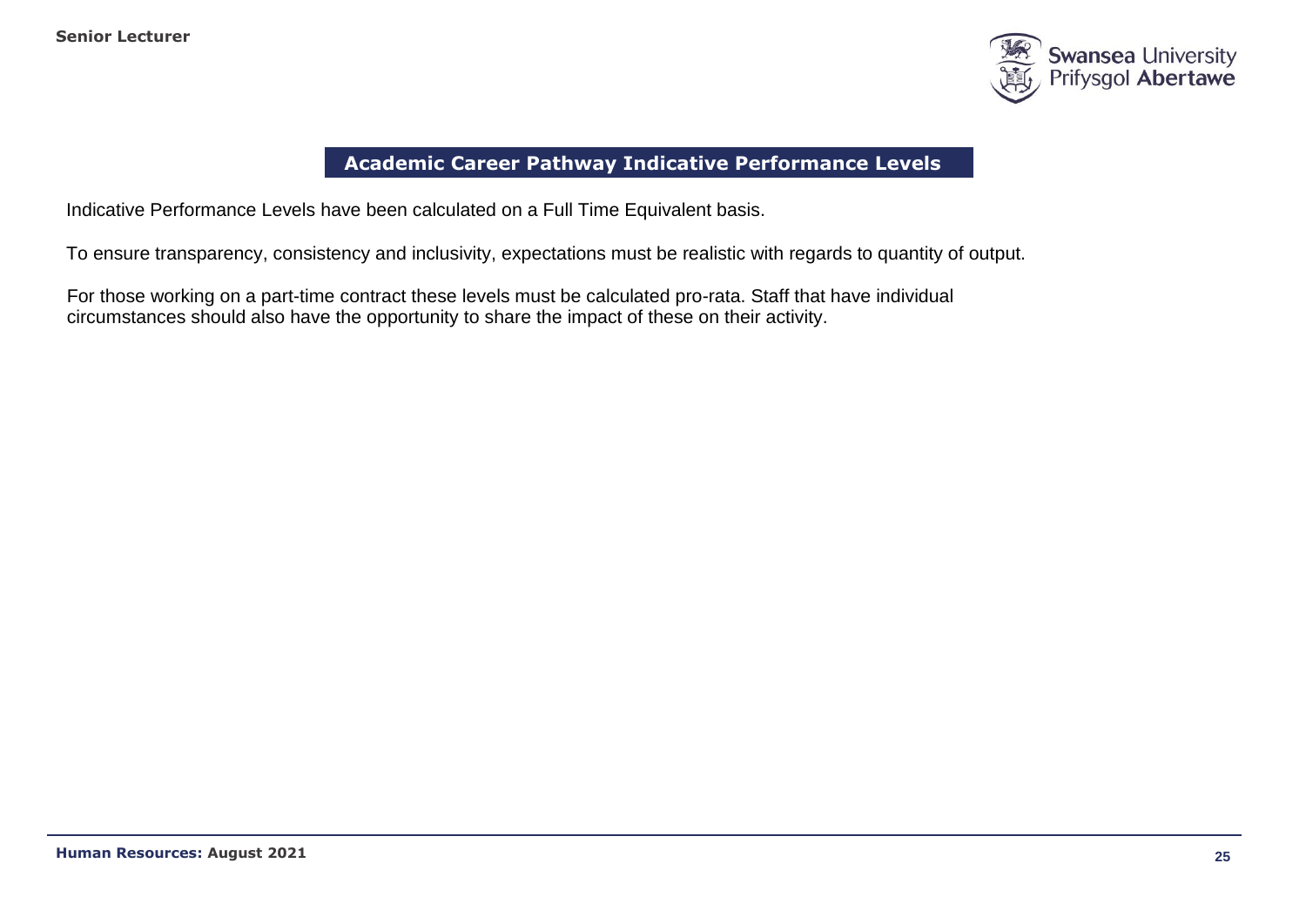## Academic Career Pathway Indicative Performance Levels

Indicative Performance Levels have been calculated on a Full Time Equivalent basis.

To ensure transparency, consistency and inclusivity, expectations must be realistic with regards to quantity of output.

For those working on a part-time contract these levels must be calculated pro-rata. Staff that have individual circumstances should also have the opportunity to share the impact of these on their activity.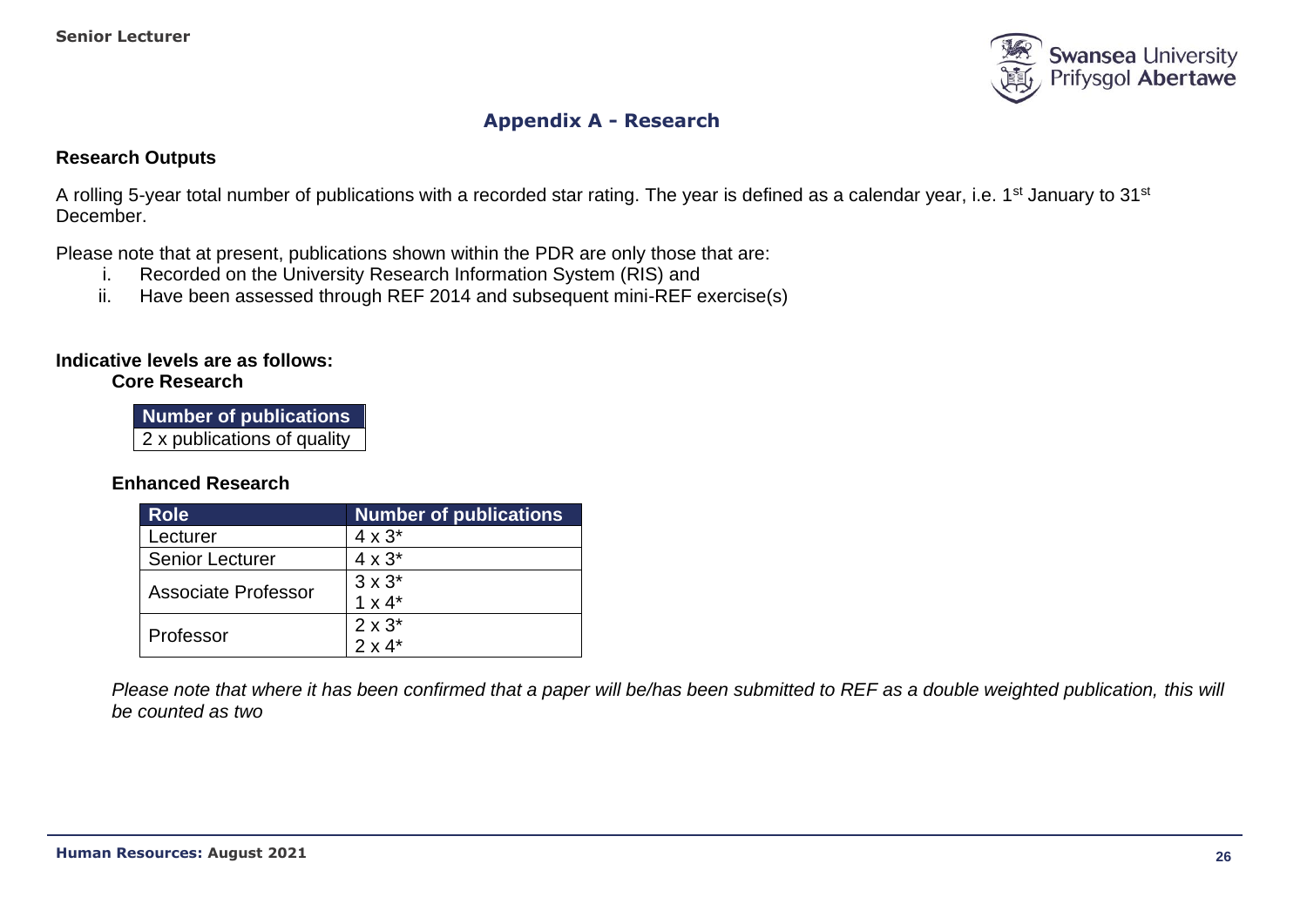## Appendix A - Research

### Research Outputs

A rolling 5-year total number of publications with a recorded star rating. The year is defined as a calendar year, i.e. 1st January to 31st December.

Please note that at present, publications shown within the PDR are only those that are:

i. Recorded on the University Research Information System (RIS) and
ii. Have been assessed through REF 2014 and subsequent mini-REF exercise(s)

**Indicative levels are as follows:**

**Core Research**

| Number of publications |
|---|
| 2 x publications of quality |

**Enhanced Research**

| Role | Number of publications |
|---|---|
| Lecturer | 4 x 3* |
| Senior Lecturer | 4 x 3* |
| Associate Professor | 3 x 3*<br>1 x 4* |
| Professor | 2 x 3*<br>2 x 4* |

*Please note that where it has been confirmed that a paper will be/has been submitted to REF as a double weighted publication, this will be counted as two*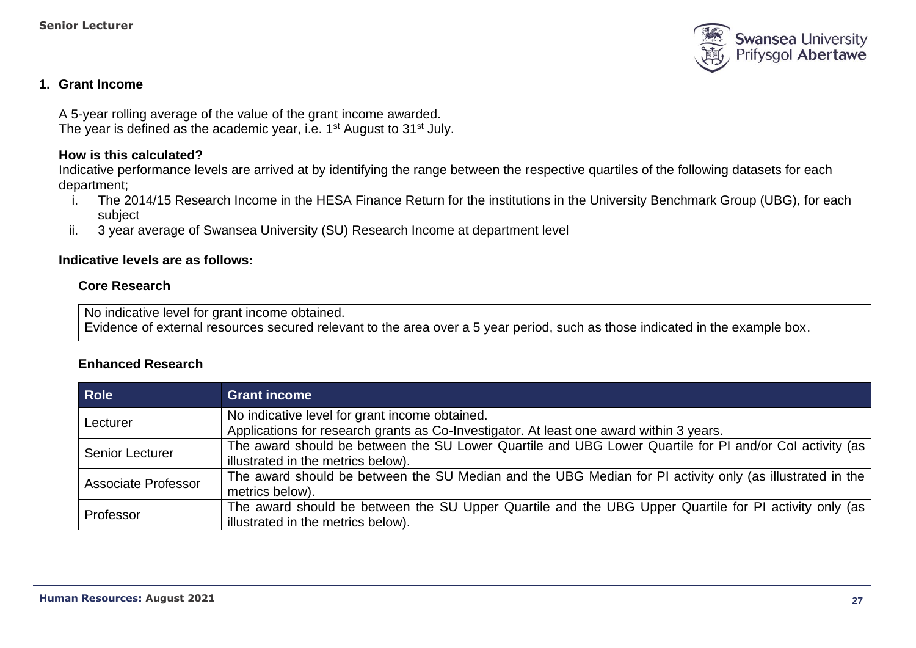## 1. Grant Income

A 5-year rolling average of the value of the grant income awarded.
The year is defined as the academic year, i.e. 1st August to 31st July.

**How is this calculated?**
Indicative performance levels are arrived at by identifying the range between the respective quartiles of the following datasets for each department;

i. The 2014/15 Research Income in the HESA Finance Return for the institutions in the University Benchmark Group (UBG), for each subject
ii. 3 year average of Swansea University (SU) Research Income at department level

**Indicative levels are as follows:**

### Core Research

| No indicative level for grant income obtained.<br>Evidence of external resources secured relevant to the area over a 5 year period, such as those indicated in the example box. |
|---|

### Enhanced Research

| Role | Grant income |
|---|---|
| Lecturer | No indicative level for grant income obtained.<br>Applications for research grants as Co-Investigator. At least one award within 3 years. |
| Senior Lecturer | The award should be between the SU Lower Quartile and UBG Lower Quartile for PI and/or CoI activity (as illustrated in the metrics below). |
| Associate Professor | The award should be between the SU Median and the UBG Median for PI activity only (as illustrated in the metrics below). |
| Professor | The award should be between the SU Upper Quartile and the UBG Upper Quartile for PI activity only (as illustrated in the metrics below). |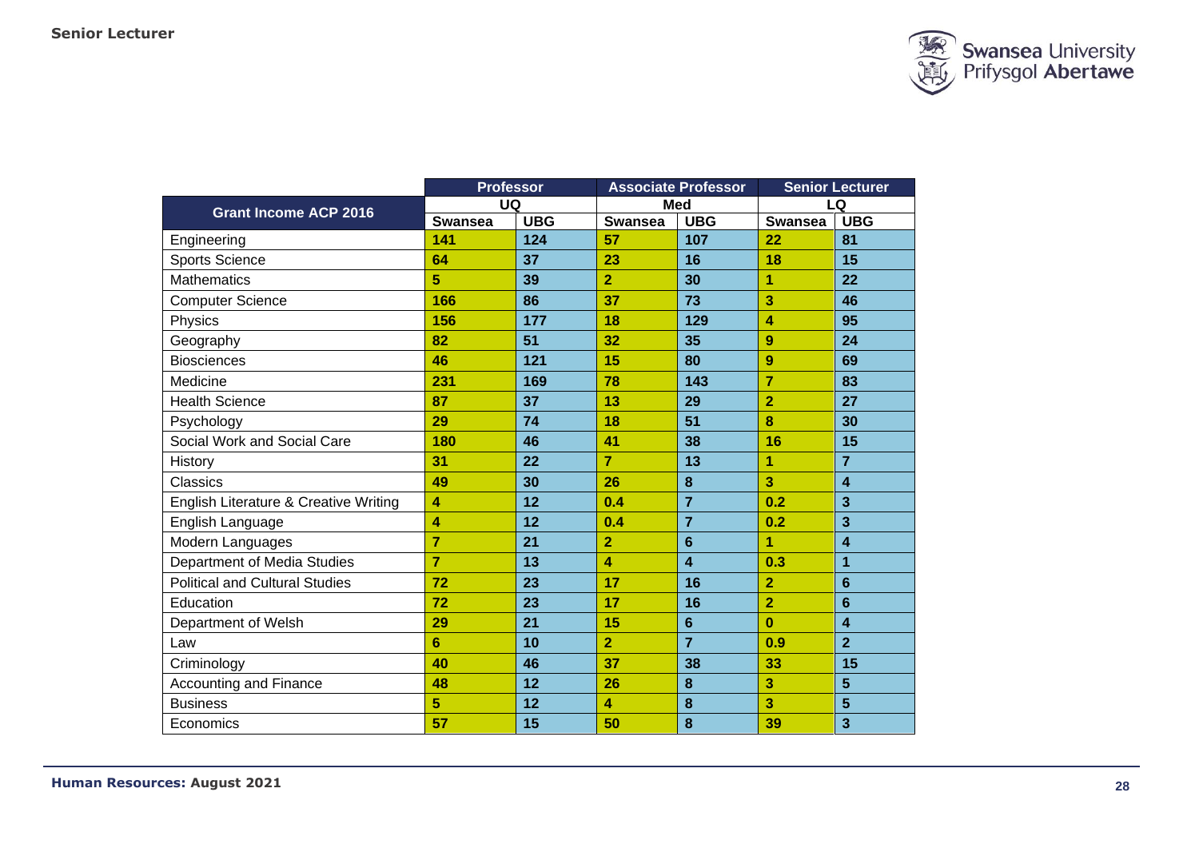| Grant Income ACP 2016 | Professor | | Associate Professor | | Senior Lecturer | |
|---|---|---|---|---|---|---|
| | UQ | | Med | | LQ | |
| | Swansea | UBG | Swansea | UBG | Swansea | UBG |
| Engineering | 141 | 124 | 57 | 107 | 22 | 81 |
| Sports Science | 64 | 37 | 23 | 16 | 18 | 15 |
| Mathematics | 5 | 39 | 2 | 30 | 1 | 22 |
| Computer Science | 166 | 86 | 37 | 73 | 3 | 46 |
| Physics | 156 | 177 | 18 | 129 | 4 | 95 |
| Geography | 82 | 51 | 32 | 35 | 9 | 24 |
| Biosciences | 46 | 121 | 15 | 80 | 9 | 69 |
| Medicine | 231 | 169 | 78 | 143 | 7 | 83 |
| Health Science | 87 | 37 | 13 | 29 | 2 | 27 |
| Psychology | 29 | 74 | 18 | 51 | 8 | 30 |
| Social Work and Social Care | 180 | 46 | 41 | 38 | 16 | 15 |
| History | 31 | 22 | 7 | 13 | 1 | 7 |
| Classics | 49 | 30 | 26 | 8 | 3 | 4 |
| English Literature & Creative Writing | 4 | 12 | 0.4 | 7 | 0.2 | 3 |
| English Language | 4 | 12 | 0.4 | 7 | 0.2 | 3 |
| Modern Languages | 7 | 21 | 2 | 6 | 1 | 4 |
| Department of Media Studies | 7 | 13 | 4 | 4 | 0.3 | 1 |
| Political and Cultural Studies | 72 | 23 | 17 | 16 | 2 | 6 |
| Education | 72 | 23 | 17 | 16 | 2 | 6 |
| Department of Welsh | 29 | 21 | 15 | 6 | 0 | 4 |
| Law | 6 | 10 | 2 | 7 | 0.9 | 2 |
| Criminology | 40 | 46 | 37 | 38 | 33 | 15 |
| Accounting and Finance | 48 | 12 | 26 | 8 | 3 | 5 |
| Business | 5 | 12 | 4 | 8 | 3 | 5 |
| Economics | 57 | 15 | 50 | 8 | 39 | 3 |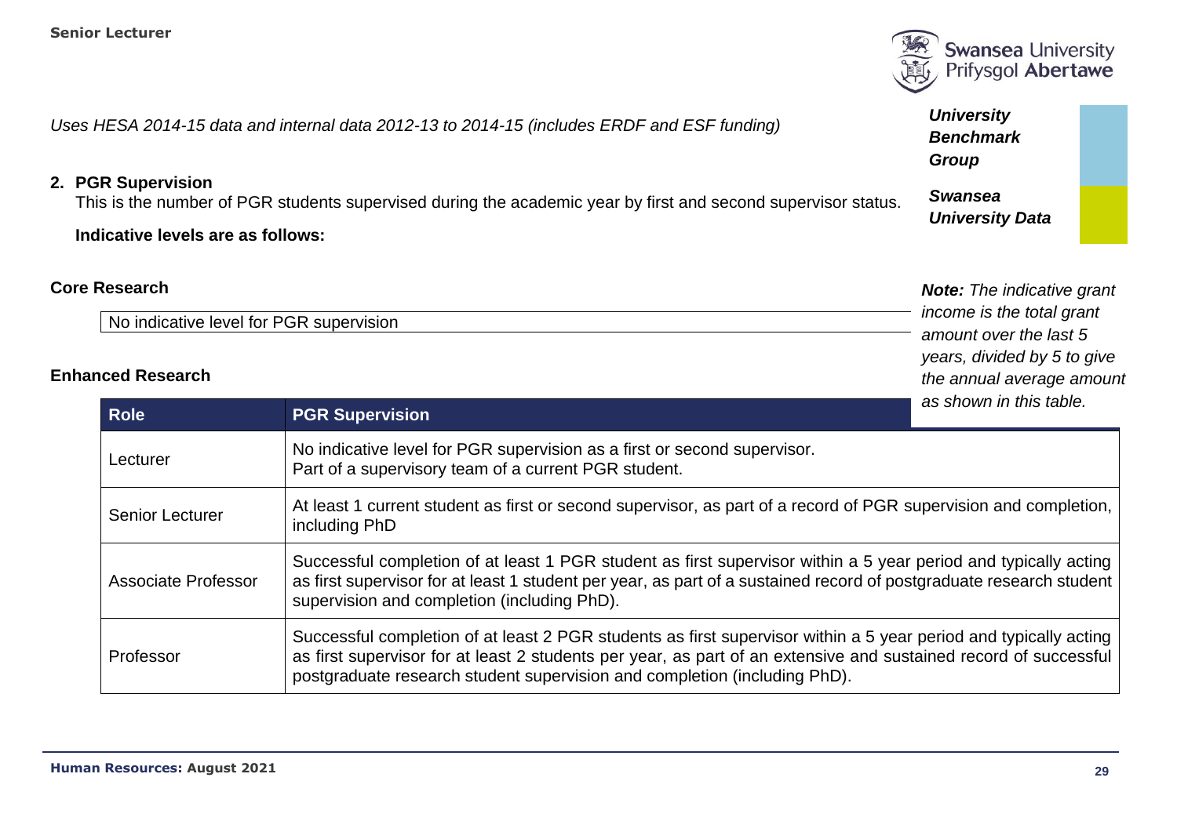*Uses HESA 2014-15 data and internal data 2012-13 to 2014-15 (includes ERDF and ESF funding)*

***University Benchmark Group***

***Swansea University Data***

**2. PGR Supervision**

This is the number of PGR students supervised during the academic year by first and second supervisor status.

**Indicative levels are as follows:**

***Note:*** *The indicative grant income is the total grant amount over the last 5 years, divided by 5 to give the annual average amount as shown in this table.*

### Core Research

| No indicative level for PGR supervision |
|---|

### Enhanced Research

| Role | PGR Supervision |
|---|---|
| Lecturer | No indicative level for PGR supervision as a first or second supervisor. Part of a supervisory team of a current PGR student. |
| Senior Lecturer | At least 1 current student as first or second supervisor, as part of a record of PGR supervision and completion, including PhD |
| Associate Professor | Successful completion of at least 1 PGR student as first supervisor within a 5 year period and typically acting as first supervisor for at least 1 student per year, as part of a sustained record of postgraduate research student supervision and completion (including PhD). |
| Professor | Successful completion of at least 2 PGR students as first supervisor within a 5 year period and typically acting as first supervisor for at least 2 students per year, as part of an extensive and sustained record of successful postgraduate research student supervision and completion (including PhD). |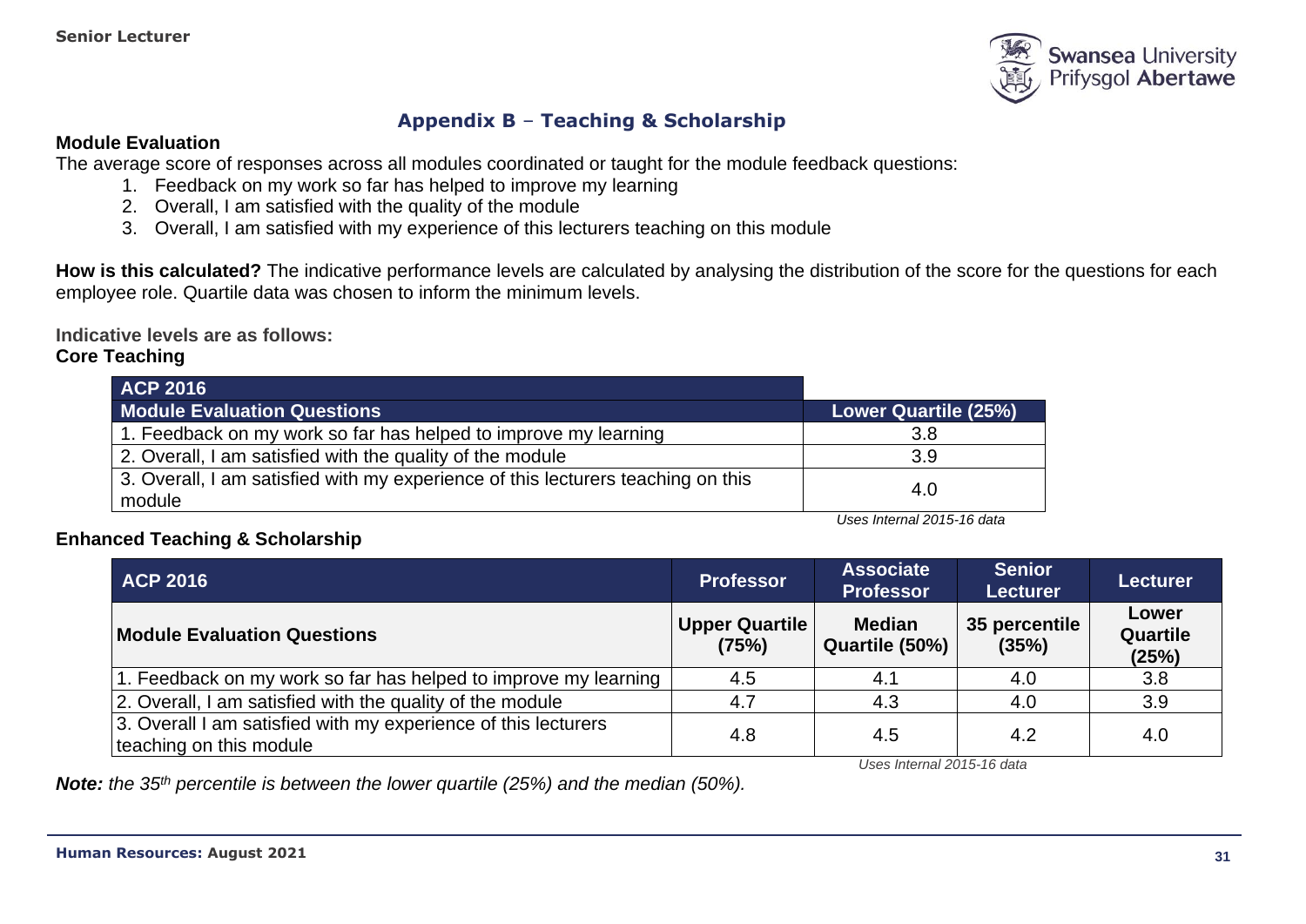## Appendix B – Teaching & Scholarship

**Module Evaluation**

The average score of responses across all modules coordinated or taught for the module feedback questions:

1. Feedback on my work so far has helped to improve my learning
2. Overall, I am satisfied with the quality of the module
3. Overall, I am satisfied with my experience of this lecturers teaching on this module

**How is this calculated?** The indicative performance levels are calculated by analysing the distribution of the score for the questions for each employee role. Quartile data was chosen to inform the minimum levels.

**Indicative levels are as follows:**

**Core Teaching**

| ACP 2016 | |
|---|---|
| **Module Evaluation Questions** | **Lower Quartile (25%)** |
| 1. Feedback on my work so far has helped to improve my learning | 3.8 |
| 2. Overall, I am satisfied with the quality of the module | 3.9 |
| 3. Overall, I am satisfied with my experience of this lecturers teaching on this module | 4.0 |

*Uses Internal 2015-16 data*

**Enhanced Teaching & Scholarship**

| ACP 2016 | Professor | Associate Professor | Senior Lecturer | Lecturer |
|---|---|---|---|---|
| **Module Evaluation Questions** | **Upper Quartile (75%)** | **Median Quartile (50%)** | **35 percentile (35%)** | **Lower Quartile (25%)** |
| 1. Feedback on my work so far has helped to improve my learning | 4.5 | 4.1 | 4.0 | 3.8 |
| 2. Overall, I am satisfied with the quality of the module | 4.7 | 4.3 | 4.0 | 3.9 |
| 3. Overall I am satisfied with my experience of this lecturers teaching on this module | 4.8 | 4.5 | 4.2 | 4.0 |

*Uses Internal 2015-16 data*

***Note:*** *the 35th percentile is between the lower quartile (25%) and the median (50%).*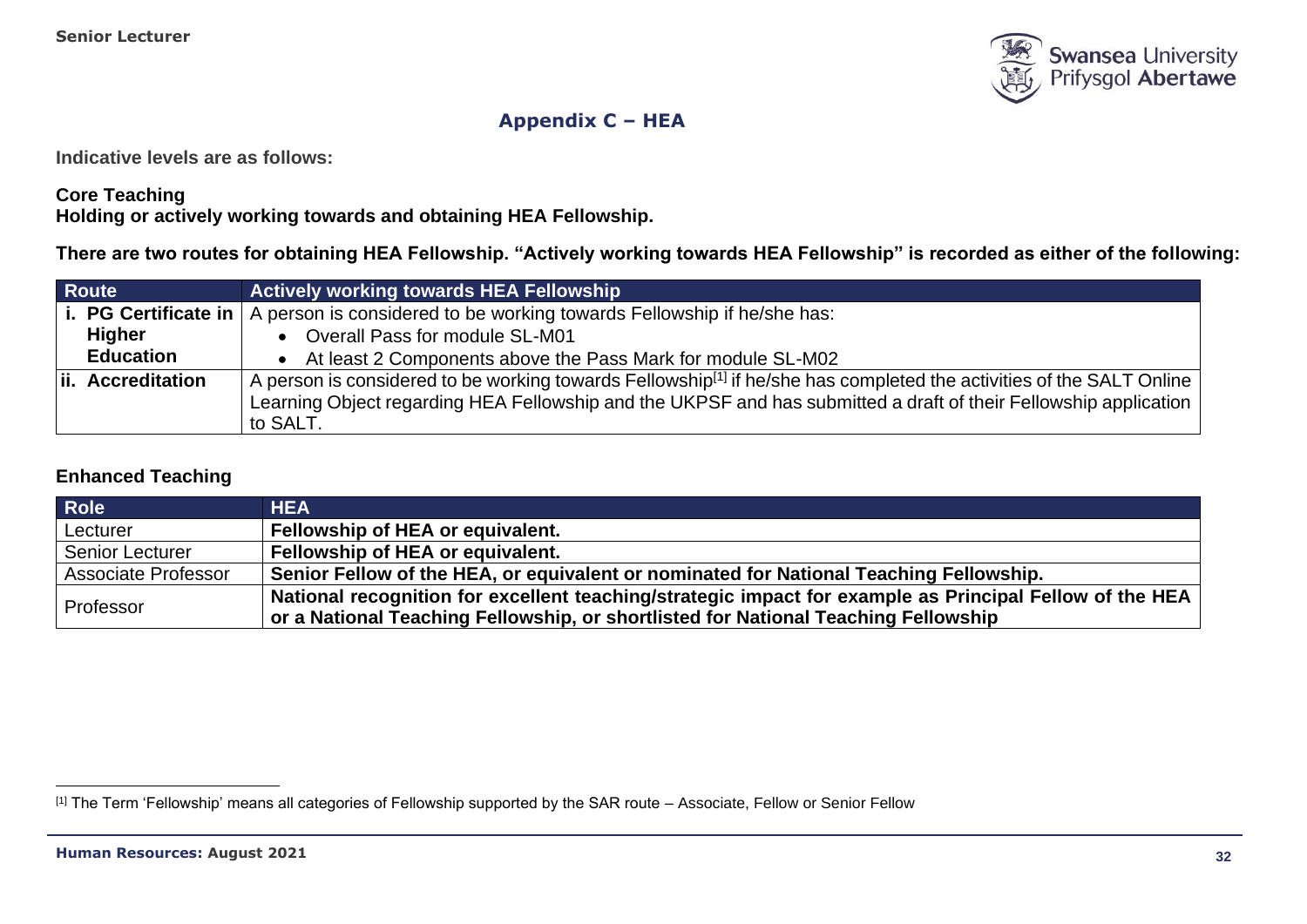## Appendix C – HEA

**Indicative levels are as follows:**

**Core Teaching**
**Holding or actively working towards and obtaining HEA Fellowship.**

**There are two routes for obtaining HEA Fellowship. "Actively working towards HEA Fellowship" is recorded as either of the following:**

| Route | Actively working towards HEA Fellowship |
|---|---|
| **i. PG Certificate in Higher Education** | A person is considered to be working towards Fellowship if he/she has:<br>• Overall Pass for module SL-M01<br>• At least 2 Components above the Pass Mark for module SL-M02 |
| **ii. Accreditation** | A person is considered to be working towards Fellowship[1] if he/she has completed the activities of the SALT Online Learning Object regarding HEA Fellowship and the UKPSF and has submitted a draft of their Fellowship application to SALT. |

**Enhanced Teaching**

| Role | HEA |
|---|---|
| Lecturer | **Fellowship of HEA or equivalent.** |
| Senior Lecturer | **Fellowship of HEA or equivalent.** |
| Associate Professor | **Senior Fellow of the HEA, or equivalent or nominated for National Teaching Fellowship.** |
| Professor | **National recognition for excellent teaching/strategic impact for example as Principal Fellow of the HEA or a National Teaching Fellowship, or shortlisted for National Teaching Fellowship** |

[1] The Term 'Fellowship' means all categories of Fellowship supported by the SAR route – Associate, Fellow or Senior Fellow